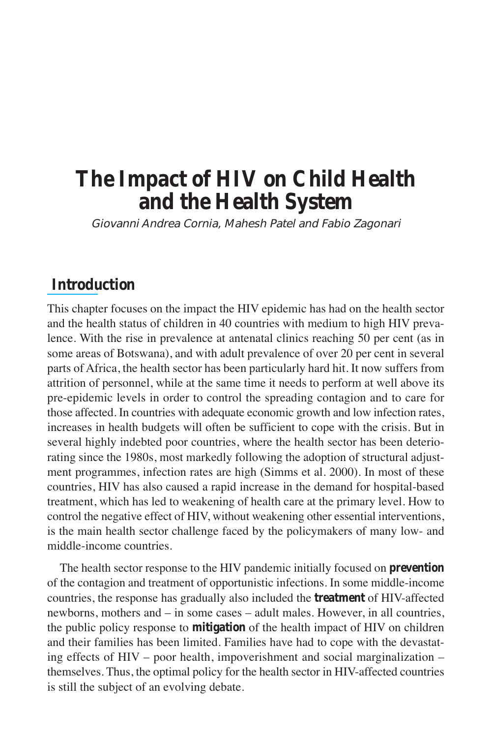# The Impact of HIV on Child Health and the Health System

*Giovanni Andrea Cornia, Mahesh Patel and Fabio Zagonari*

## Introduction

This chapter focuses on the impact the HIV epidemic has had on the health sector and the health status of children in 40 countries with medium to high HIV prevalence. With the rise in prevalence at antenatal clinics reaching 50 per cent (as in some areas of Botswana), and with adult prevalence of over 20 per cent in several parts of Africa, the health sector has been particularly hard hit. It now suffers from attrition of personnel, while at the same time it needs to perform at well above its pre-epidemic levels in order to control the spreading contagion and to care for those affected. In countries with adequate economic growth and low infection rates, increases in health budgets will often be sufficient to cope with the crisis. But in several highly indebted poor countries, where the health sector has been deteriorating since the 1980s, most markedly following the adoption of structural adjustment programmes, infection rates are high (Simms et al. 2000). In most of these countries, HIV has also caused a rapid increase in the demand for hospital-based treatment, which has led to weakening of health care at the primary level. How to control the negative effect of HIV, without weakening other essential interventions, is the main health sector challenge faced by the policymakers of many low- and middle-income countries.

The health sector response to the HIV pandemic initially focused on **prevention** of the contagion and treatment of opportunistic infections. In some middle-income countries, the response has gradually also included the **treatment** of HIV-affected newborns, mothers and – in some cases – adult males. However, in all countries, the public policy response to **mitigation** of the health impact of HIV on children and their families has been limited. Families have had to cope with the devastating effects of HIV – poor health, impoverishment and social marginalization – themselves. Thus, the optimal policy for the health sector in HIV-affected countries is still the subject of an evolving debate.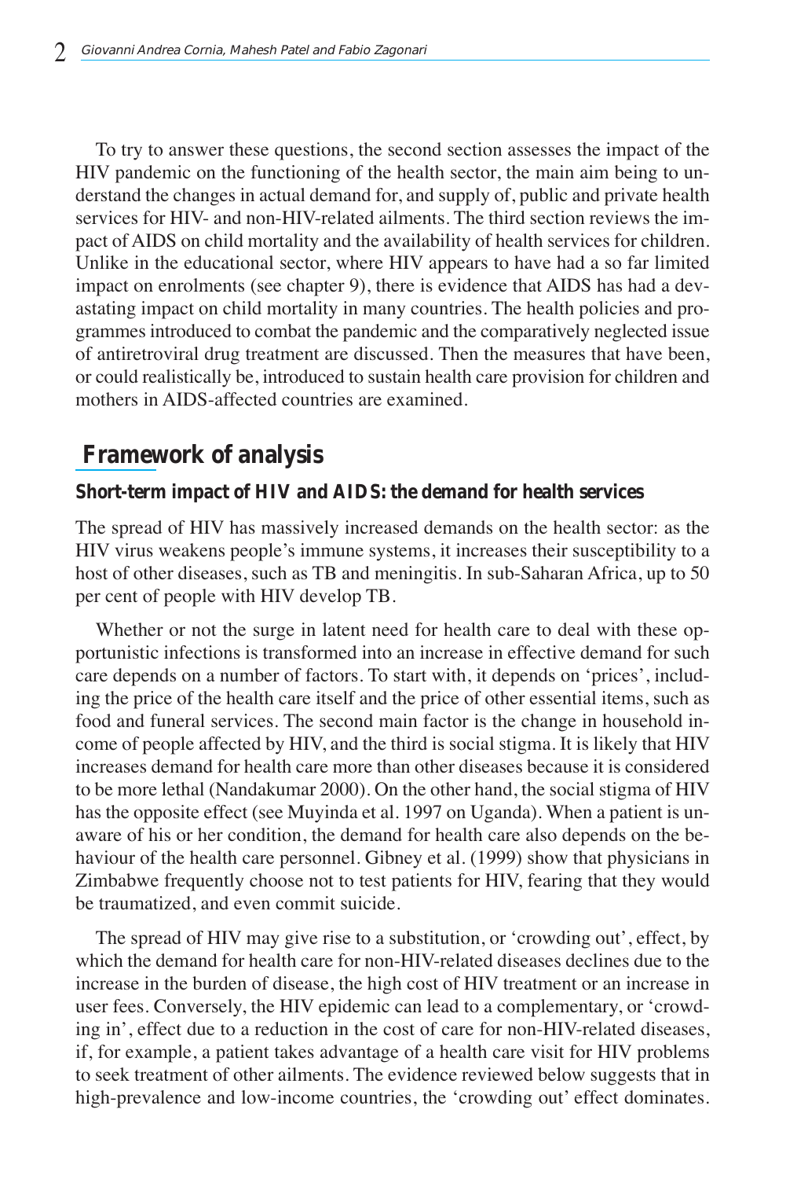To try to answer these questions, the second section assesses the impact of the HIV pandemic on the functioning of the health sector, the main aim being to understand the changes in actual demand for, and supply of, public and private health services for HIV- and non-HIV-related ailments. The third section reviews the impact of AIDS on child mortality and the availability of health services for children. Unlike in the educational sector, where HIV appears to have had a so far limited impact on enrolments (see chapter 9), there is evidence that AIDS has had a devastating impact on child mortality in many countries. The health policies and programmes introduced to combat the pandemic and the comparatively neglected issue of antiretroviral drug treatment are discussed. Then the measures that have been, or could realistically be, introduced to sustain health care provision for children and mothers in AIDS-affected countries are examined.

## Framework of analysis

### Short-term impact of HIV and AIDS: the demand for health services

The spread of HIV has massively increased demands on the health sector: as the HIV virus weakens people's immune systems, it increases their susceptibility to a host of other diseases, such as TB and meningitis. In sub-Saharan Africa, up to 50 per cent of people with HIV develop TB.

Whether or not the surge in latent need for health care to deal with these opportunistic infections is transformed into an increase in effective demand for such care depends on a number of factors. To start with, it depends on 'prices', including the price of the health care itself and the price of other essential items, such as food and funeral services. The second main factor is the change in household income of people affected by HIV, and the third is social stigma. It is likely that HIV increases demand for health care more than other diseases because it is considered to be more lethal (Nandakumar 2000). On the other hand, the social stigma of HIV has the opposite effect (see Muyinda et al. 1997 on Uganda). When a patient is unaware of his or her condition, the demand for health care also depends on the behaviour of the health care personnel. Gibney et al. (1999) show that physicians in Zimbabwe frequently choose not to test patients for HIV, fearing that they would be traumatized, and even commit suicide.

The spread of HIV may give rise to a substitution, or 'crowding out', effect, by which the demand for health care for non-HIV-related diseases declines due to the increase in the burden of disease, the high cost of HIV treatment or an increase in user fees. Conversely, the HIV epidemic can lead to a complementary, or 'crowding in', effect due to a reduction in the cost of care for non-HIV-related diseases, if, for example, a patient takes advantage of a health care visit for HIV problems to seek treatment of other ailments. The evidence reviewed below suggests that in high-prevalence and low-income countries, the 'crowding out' effect dominates.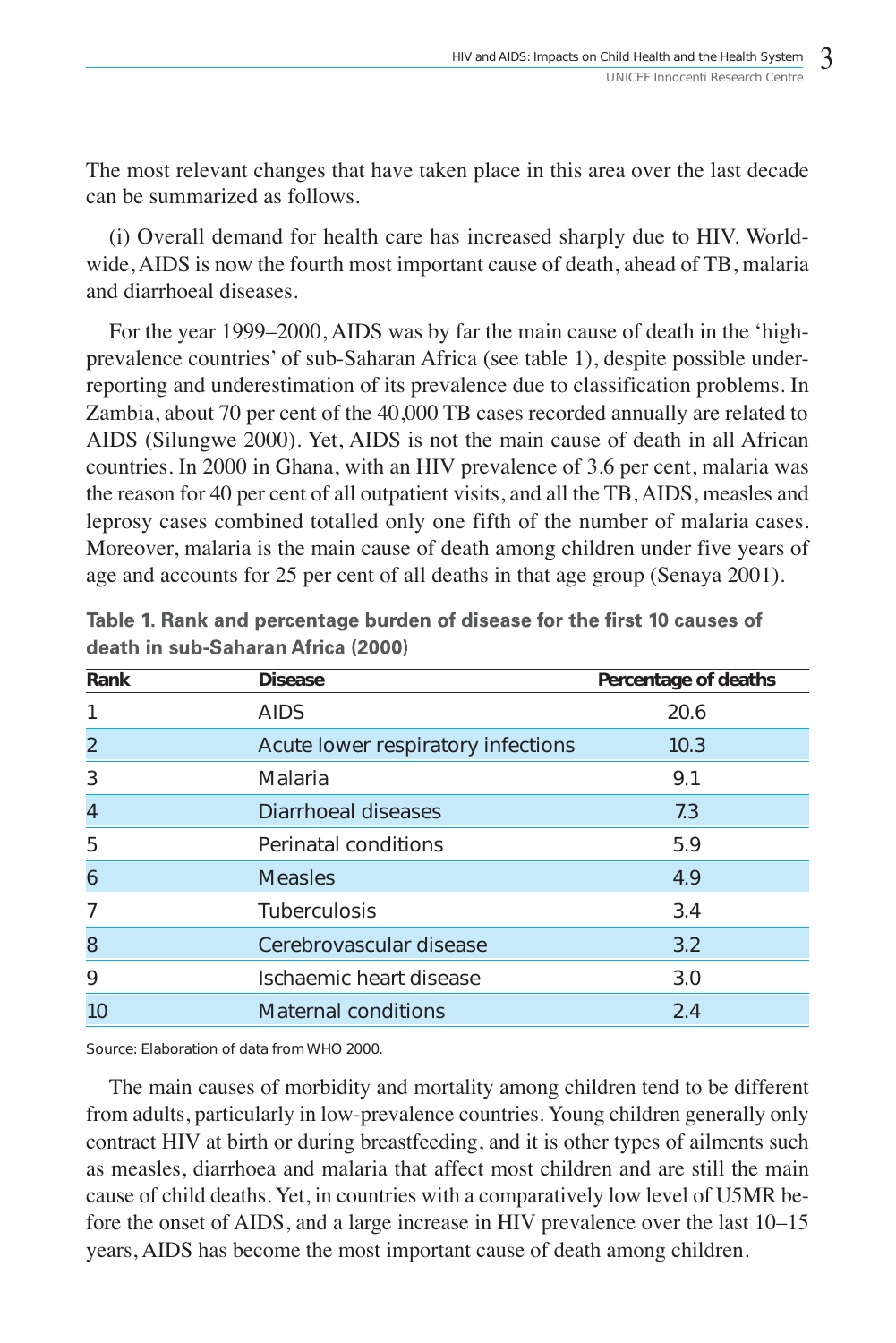The most relevant changes that have taken place in this area over the last decade can be summarized as follows.

(i) Overall demand for health care has increased sharply due to HIV. Worldwide, AIDS is now the fourth most important cause of death, ahead of TB, malaria and diarrhoeal diseases.

For the year 1999–2000, AIDS was by far the main cause of death in the 'high-prevalence countries' of sub-Saharan Africa (see table 1), despite possible under-reporting and underestimation of its prevalence due to classification problems. In Zambia, about 70 per cent of the 40,000 TB cases recorded annually are related to AIDS (Silungwe 2000). Yet, AIDS is not the main cause of death in all African countries. In 2000 in Ghana, with an HIV prevalence of 3.6 per cent, malaria was the reason for 40 per cent of all outpatient visits, and all the TB, AIDS, measles and leprosy cases combined totalled only one fifth of the number of malaria cases. Moreover, malaria is the main cause of death among children under five years of age and accounts for 25 per cent of all deaths in that age group (Senaya 2001).

**Table 1. Rank and percentage burden of disease for the first 10 causes of death in sub-Saharan Africa (2000)**

| Rank | Disease | Percentage of deaths |
|---|---|---|
| 1 | AIDS | 20.6 |
| 2 | Acute lower respiratory infections | 10.3 |
| 3 | Malaria | 9.1 |
| 4 | Diarrhoeal diseases | 7.3 |
| 5 | Perinatal conditions | 5.9 |
| 6 | Measles | 4.9 |
| 7 | Tuberculosis | 3.4 |
| 8 | Cerebrovascular disease | 3.2 |
| 9 | Ischaemic heart disease | 3.0 |
| 10 | Maternal conditions | 2.4 |

Source: Elaboration of data from WHO 2000.

The main causes of morbidity and mortality among children tend to be different from adults, particularly in low-prevalence countries. Young children generally only contract HIV at birth or during breastfeeding, and it is other types of ailments such as measles, diarrhoea and malaria that affect most children and are still the main cause of child deaths. Yet, in countries with a comparatively low level of U5MR before the onset of AIDS, and a large increase in HIV prevalence over the last 10–15 years, AIDS has become the most important cause of death among children.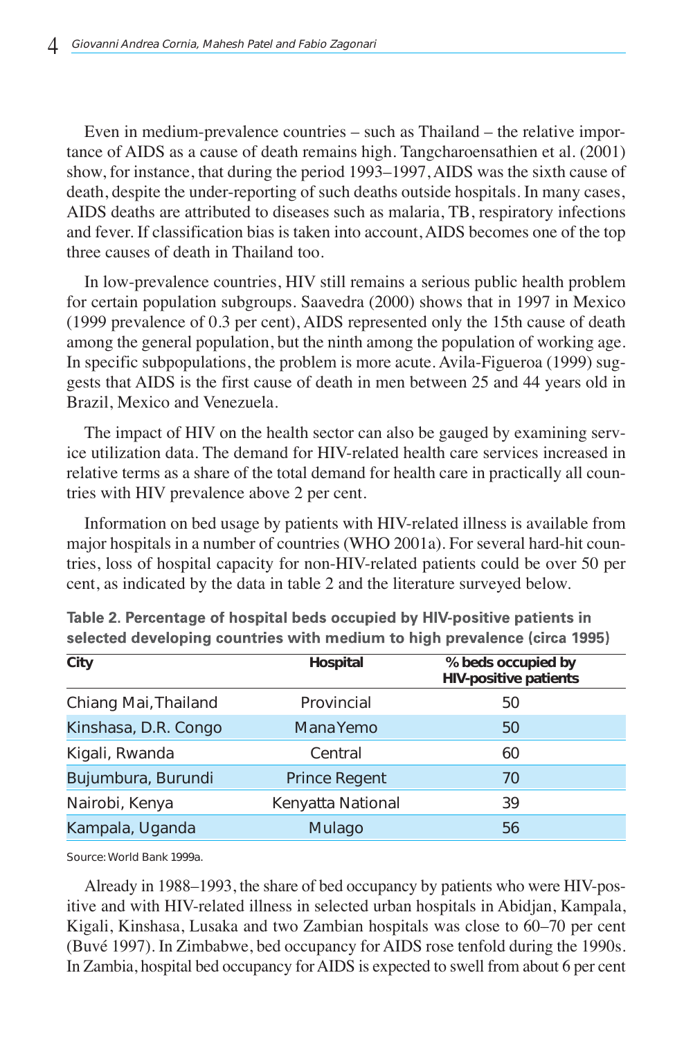Even in medium-prevalence countries – such as Thailand – the relative importance of AIDS as a cause of death remains high. Tangcharoensathien et al. (2001) show, for instance, that during the period 1993–1997, AIDS was the sixth cause of death, despite the under-reporting of such deaths outside hospitals. In many cases, AIDS deaths are attributed to diseases such as malaria, TB, respiratory infections and fever. If classification bias is taken into account, AIDS becomes one of the top three causes of death in Thailand too.

In low-prevalence countries, HIV still remains a serious public health problem for certain population subgroups. Saavedra (2000) shows that in 1997 in Mexico (1999 prevalence of 0.3 per cent), AIDS represented only the 15th cause of death among the general population, but the ninth among the population of working age. In specific subpopulations, the problem is more acute. Avila-Figueroa (1999) suggests that AIDS is the first cause of death in men between 25 and 44 years old in Brazil, Mexico and Venezuela.

The impact of HIV on the health sector can also be gauged by examining service utilization data. The demand for HIV-related health care services increased in relative terms as a share of the total demand for health care in practically all countries with HIV prevalence above 2 per cent.

Information on bed usage by patients with HIV-related illness is available from major hospitals in a number of countries (WHO 2001a). For several hard-hit countries, loss of hospital capacity for non-HIV-related patients could be over 50 per cent, as indicated by the data in table 2 and the literature surveyed below.

**Table 2. Percentage of hospital beds occupied by HIV-positive patients in selected developing countries with medium to high prevalence (circa 1995)**

| City | Hospital | % beds occupied by HIV-positive patients |
|---|---|---|
| Chiang Mai, Thailand | Provincial | 50 |
| Kinshasa, D.R. Congo | Mana Yemo | 50 |
| Kigali, Rwanda | Central | 60 |
| Bujumbura, Burundi | Prince Regent | 70 |
| Nairobi, Kenya | Kenyatta National | 39 |
| Kampala, Uganda | Mulago | 56 |

Source: World Bank 1999a.

Already in 1988–1993, the share of bed occupancy by patients who were HIV-positive and with HIV-related illness in selected urban hospitals in Abidjan, Kampala, Kigali, Kinshasa, Lusaka and two Zambian hospitals was close to 60–70 per cent (Buvé 1997). In Zimbabwe, bed occupancy for AIDS rose tenfold during the 1990s. In Zambia, hospital bed occupancy for AIDS is expected to swell from about 6 per cent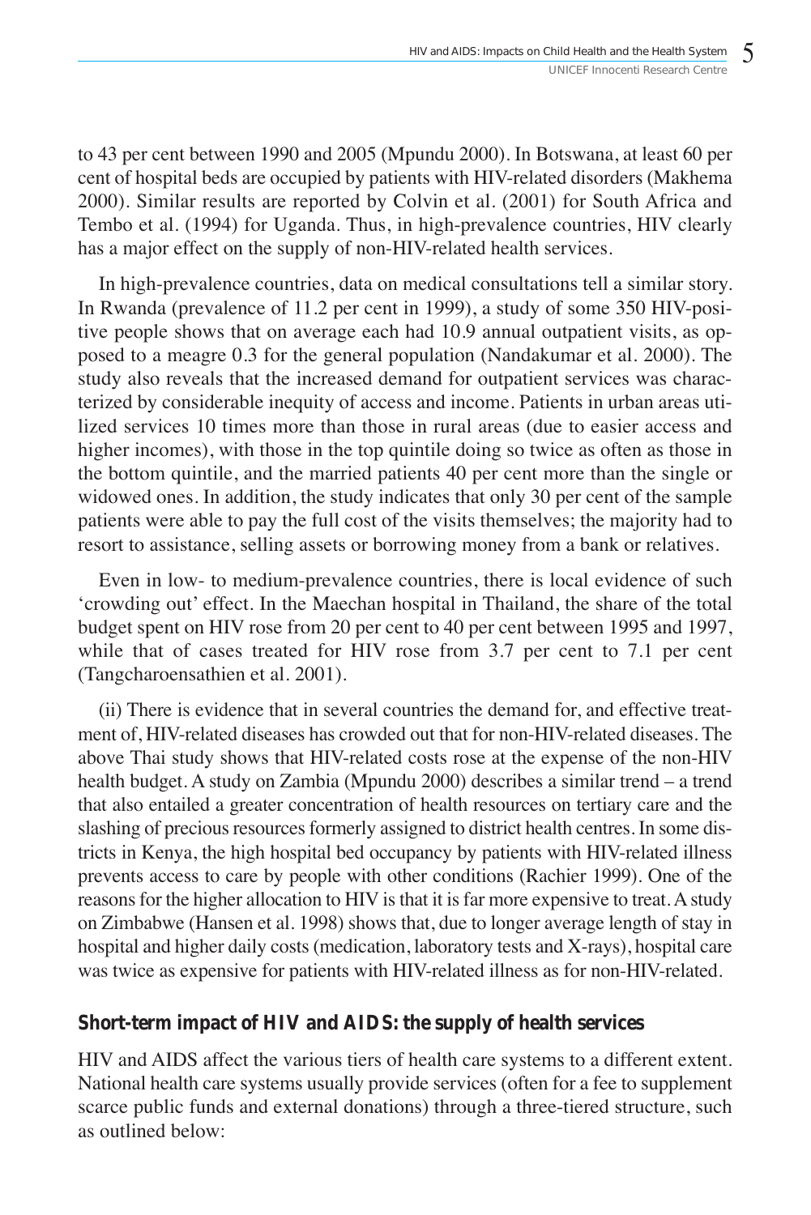to 43 per cent between 1990 and 2005 (Mpundu 2000). In Botswana, at least 60 per cent of hospital beds are occupied by patients with HIV-related disorders (Makhema 2000). Similar results are reported by Colvin et al. (2001) for South Africa and Tembo et al. (1994) for Uganda. Thus, in high-prevalence countries, HIV clearly has a major effect on the supply of non-HIV-related health services.

In high-prevalence countries, data on medical consultations tell a similar story. In Rwanda (prevalence of 11.2 per cent in 1999), a study of some 350 HIV-positive people shows that on average each had 10.9 annual outpatient visits, as opposed to a meagre 0.3 for the general population (Nandakumar et al. 2000). The study also reveals that the increased demand for outpatient services was characterized by considerable inequity of access and income. Patients in urban areas utilized services 10 times more than those in rural areas (due to easier access and higher incomes), with those in the top quintile doing so twice as often as those in the bottom quintile, and the married patients 40 per cent more than the single or widowed ones. In addition, the study indicates that only 30 per cent of the sample patients were able to pay the full cost of the visits themselves; the majority had to resort to assistance, selling assets or borrowing money from a bank or relatives.

Even in low- to medium-prevalence countries, there is local evidence of such 'crowding out' effect. In the Maechan hospital in Thailand, the share of the total budget spent on HIV rose from 20 per cent to 40 per cent between 1995 and 1997, while that of cases treated for HIV rose from 3.7 per cent to 7.1 per cent (Tangcharoensathien et al. 2001).

(ii) There is evidence that in several countries the demand for, and effective treatment of, HIV-related diseases has crowded out that for non-HIV-related diseases. The above Thai study shows that HIV-related costs rose at the expense of the non-HIV health budget. A study on Zambia (Mpundu 2000) describes a similar trend – a trend that also entailed a greater concentration of health resources on tertiary care and the slashing of precious resources formerly assigned to district health centres. In some districts in Kenya, the high hospital bed occupancy by patients with HIV-related illness prevents access to care by people with other conditions (Rachier 1999). One of the reasons for the higher allocation to HIV is that it is far more expensive to treat. A study on Zimbabwe (Hansen et al. 1998) shows that, due to longer average length of stay in hospital and higher daily costs (medication, laboratory tests and X-rays), hospital care was twice as expensive for patients with HIV-related illness as for non-HIV-related.

### Short-term impact of HIV and AIDS: the supply of health services

HIV and AIDS affect the various tiers of health care systems to a different extent. National health care systems usually provide services (often for a fee to supplement scarce public funds and external donations) through a three-tiered structure, such as outlined below: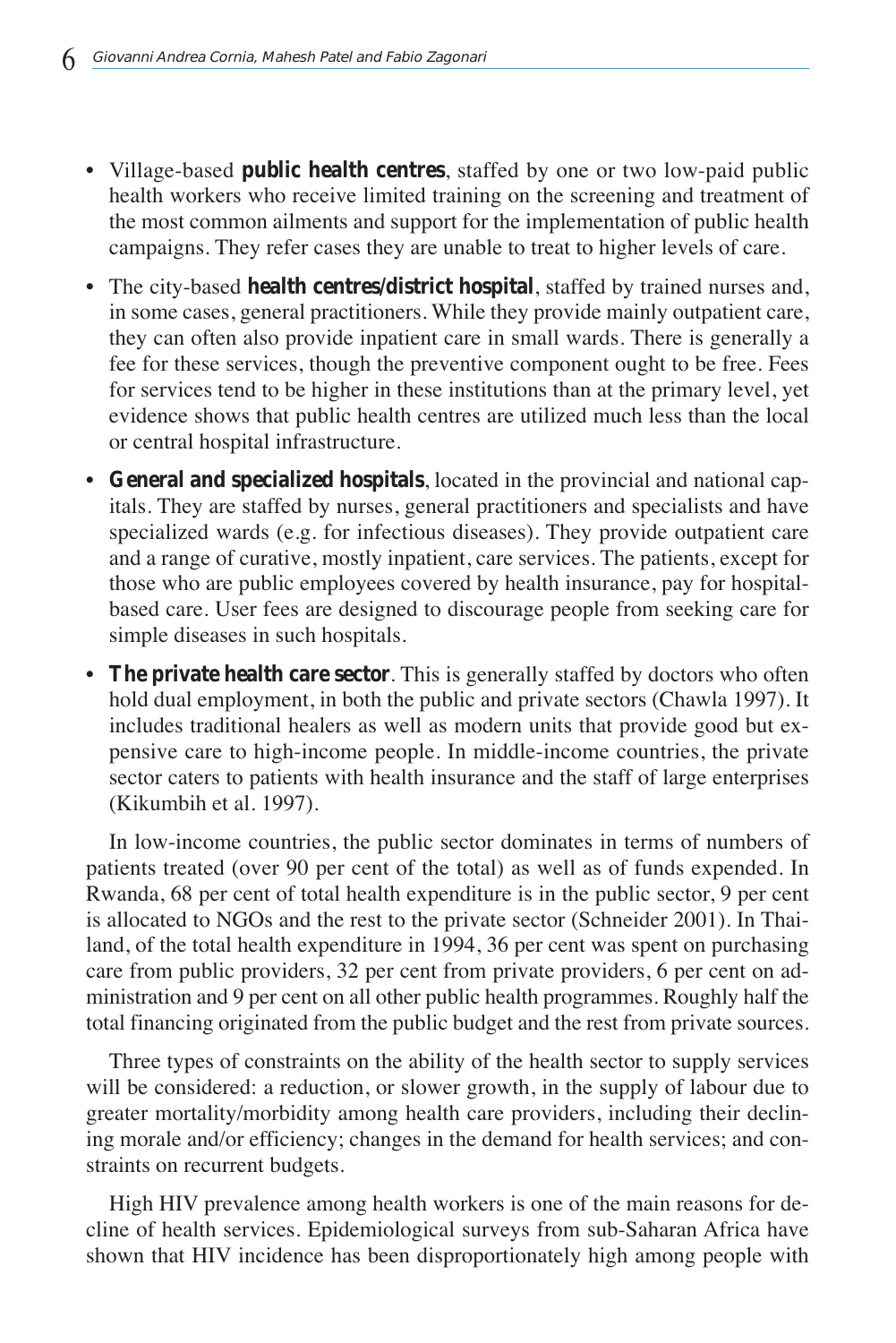- Village-based **public health centres**, staffed by one or two low-paid public health workers who receive limited training on the screening and treatment of the most common ailments and support for the implementation of public health campaigns. They refer cases they are unable to treat to higher levels of care.
- The city-based **health centres/district hospital**, staffed by trained nurses and, in some cases, general practitioners. While they provide mainly outpatient care, they can often also provide inpatient care in small wards. There is generally a fee for these services, though the preventive component ought to be free. Fees for services tend to be higher in these institutions than at the primary level, yet evidence shows that public health centres are utilized much less than the local or central hospital infrastructure.
- **General and specialized hospitals**, located in the provincial and national capitals. They are staffed by nurses, general practitioners and specialists and have specialized wards (e.g. for infectious diseases). They provide outpatient care and a range of curative, mostly inpatient, care services. The patients, except for those who are public employees covered by health insurance, pay for hospital-based care. User fees are designed to discourage people from seeking care for simple diseases in such hospitals.
- **The private health care sector**. This is generally staffed by doctors who often hold dual employment, in both the public and private sectors (Chawla 1997). It includes traditional healers as well as modern units that provide good but expensive care to high-income people. In middle-income countries, the private sector caters to patients with health insurance and the staff of large enterprises (Kikumbih et al. 1997).

In low-income countries, the public sector dominates in terms of numbers of patients treated (over 90 per cent of the total) as well as of funds expended. In Rwanda, 68 per cent of total health expenditure is in the public sector, 9 per cent is allocated to NGOs and the rest to the private sector (Schneider 2001). In Thailand, of the total health expenditure in 1994, 36 per cent was spent on purchasing care from public providers, 32 per cent from private providers, 6 per cent on administration and 9 per cent on all other public health programmes. Roughly half the total financing originated from the public budget and the rest from private sources.

Three types of constraints on the ability of the health sector to supply services will be considered: a reduction, or slower growth, in the supply of labour due to greater mortality/morbidity among health care providers, including their declining morale and/or efficiency; changes in the demand for health services; and constraints on recurrent budgets.

High HIV prevalence among health workers is one of the main reasons for decline of health services. Epidemiological surveys from sub-Saharan Africa have shown that HIV incidence has been disproportionately high among people with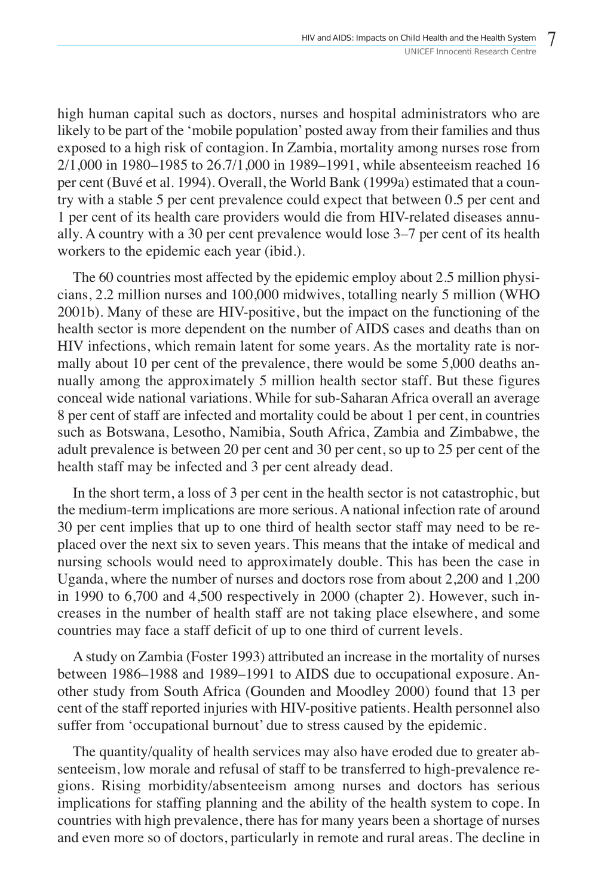high human capital such as doctors, nurses and hospital administrators who are likely to be part of the 'mobile population' posted away from their families and thus exposed to a high risk of contagion. In Zambia, mortality among nurses rose from 2/1,000 in 1980–1985 to 26.7/1,000 in 1989–1991, while absenteeism reached 16 per cent (Buvé et al. 1994). Overall, the World Bank (1999a) estimated that a country with a stable 5 per cent prevalence could expect that between 0.5 per cent and 1 per cent of its health care providers would die from HIV-related diseases annually. A country with a 30 per cent prevalence would lose 3–7 per cent of its health workers to the epidemic each year (ibid.).

The 60 countries most affected by the epidemic employ about 2.5 million physicians, 2.2 million nurses and 100,000 midwives, totalling nearly 5 million (WHO 2001b). Many of these are HIV-positive, but the impact on the functioning of the health sector is more dependent on the number of AIDS cases and deaths than on HIV infections, which remain latent for some years. As the mortality rate is normally about 10 per cent of the prevalence, there would be some 5,000 deaths annually among the approximately 5 million health sector staff. But these figures conceal wide national variations. While for sub-Saharan Africa overall an average 8 per cent of staff are infected and mortality could be about 1 per cent, in countries such as Botswana, Lesotho, Namibia, South Africa, Zambia and Zimbabwe, the adult prevalence is between 20 per cent and 30 per cent, so up to 25 per cent of the health staff may be infected and 3 per cent already dead.

In the short term, a loss of 3 per cent in the health sector is not catastrophic, but the medium-term implications are more serious. A national infection rate of around 30 per cent implies that up to one third of health sector staff may need to be replaced over the next six to seven years. This means that the intake of medical and nursing schools would need to approximately double. This has been the case in Uganda, where the number of nurses and doctors rose from about 2,200 and 1,200 in 1990 to 6,700 and 4,500 respectively in 2000 (chapter 2). However, such increases in the number of health staff are not taking place elsewhere, and some countries may face a staff deficit of up to one third of current levels.

A study on Zambia (Foster 1993) attributed an increase in the mortality of nurses between 1986–1988 and 1989–1991 to AIDS due to occupational exposure. Another study from South Africa (Gounden and Moodley 2000) found that 13 per cent of the staff reported injuries with HIV-positive patients. Health personnel also suffer from 'occupational burnout' due to stress caused by the epidemic.

The quantity/quality of health services may also have eroded due to greater absenteeism, low morale and refusal of staff to be transferred to high-prevalence regions. Rising morbidity/absenteeism among nurses and doctors has serious implications for staffing planning and the ability of the health system to cope. In countries with high prevalence, there has for many years been a shortage of nurses and even more so of doctors, particularly in remote and rural areas. The decline in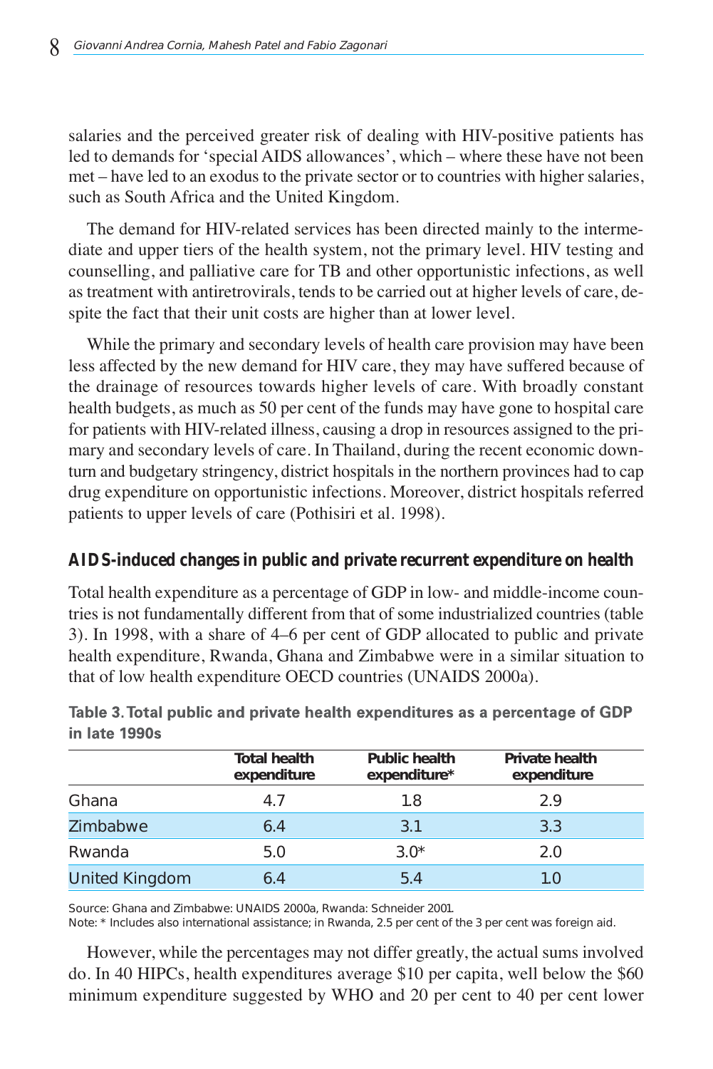salaries and the perceived greater risk of dealing with HIV-positive patients has led to demands for 'special AIDS allowances', which – where these have not been met – have led to an exodus to the private sector or to countries with higher salaries, such as South Africa and the United Kingdom.

The demand for HIV-related services has been directed mainly to the intermediate and upper tiers of the health system, not the primary level. HIV testing and counselling, and palliative care for TB and other opportunistic infections, as well as treatment with antiretrovirals, tends to be carried out at higher levels of care, despite the fact that their unit costs are higher than at lower level.

While the primary and secondary levels of health care provision may have been less affected by the new demand for HIV care, they may have suffered because of the drainage of resources towards higher levels of care. With broadly constant health budgets, as much as 50 per cent of the funds may have gone to hospital care for patients with HIV-related illness, causing a drop in resources assigned to the primary and secondary levels of care. In Thailand, during the recent economic downturn and budgetary stringency, district hospitals in the northern provinces had to cap drug expenditure on opportunistic infections. Moreover, district hospitals referred patients to upper levels of care (Pothisiri et al. 1998).

### AIDS-induced changes in public and private recurrent expenditure on health

Total health expenditure as a percentage of GDP in low- and middle-income countries is not fundamentally different from that of some industrialized countries (table 3). In 1998, with a share of 4–6 per cent of GDP allocated to public and private health expenditure, Rwanda, Ghana and Zimbabwe were in a similar situation to that of low health expenditure OECD countries (UNAIDS 2000a).

**Table 3. Total public and private health expenditures as a percentage of GDP in late 1990s**

| | Total health expenditure | Public health expenditure* | Private health expenditure |
|---|---|---|---|
| Ghana | 4.7 | 1.8 | 2.9 |
| Zimbabwe | 6.4 | 3.1 | 3.3 |
| Rwanda | 5.0 | 3.0* | 2.0 |
| United Kingdom | 6.4 | 5.4 | 1.0 |

Source: Ghana and Zimbabwe: UNAIDS 2000a, Rwanda: Schneider 2001.
Note: * Includes also international assistance; in Rwanda, 2.5 per cent of the 3 per cent was foreign aid.

However, while the percentages may not differ greatly, the actual sums involved do. In 40 HIPCs, health expenditures average $10 per capita, well below the $60 minimum expenditure suggested by WHO and 20 per cent to 40 per cent lower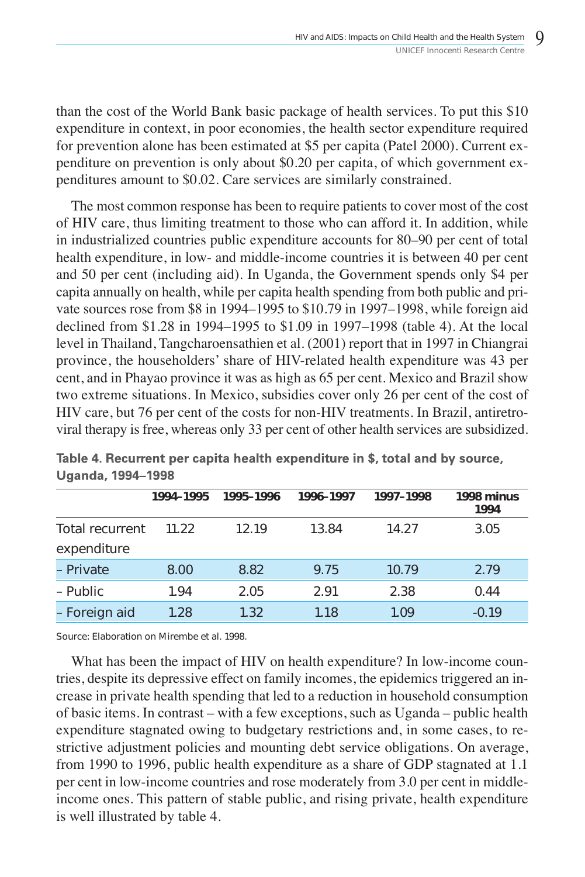than the cost of the World Bank basic package of health services. To put this $10 expenditure in context, in poor economies, the health sector expenditure required for prevention alone has been estimated at $5 per capita (Patel 2000). Current expenditure on prevention is only about $0.20 per capita, of which government expenditures amount to $0.02. Care services are similarly constrained.

The most common response has been to require patients to cover most of the cost of HIV care, thus limiting treatment to those who can afford it. In addition, while in industrialized countries public expenditure accounts for 80–90 per cent of total health expenditure, in low- and middle-income countries it is between 40 per cent and 50 per cent (including aid). In Uganda, the Government spends only $4 per capita annually on health, while per capita health spending from both public and private sources rose from $8 in 1994–1995 to $10.79 in 1997–1998, while foreign aid declined from $1.28 in 1994–1995 to $1.09 in 1997–1998 (table 4). At the local level in Thailand, Tangcharoensathien et al. (2001) report that in 1997 in Chiangrai province, the householders' share of HIV-related health expenditure was 43 per cent, and in Phayao province it was as high as 65 per cent. Mexico and Brazil show two extreme situations. In Mexico, subsidies cover only 26 per cent of the cost of HIV care, but 76 per cent of the costs for non-HIV treatments. In Brazil, antiretroviral therapy is free, whereas only 33 per cent of other health services are subsidized.

**Table 4. Recurrent per capita health expenditure in $, total and by source, Uganda, 1994–1998**

| | 1994–1995 | 1995–1996 | 1996–1997 | 1997–1998 | 1998 minus 1994 |
|---|---|---|---|---|---|
| Total recurrent expenditure | 11.22 | 12.19 | 13.84 | 14.27 | 3.05 |
| – Private | 8.00 | 8.82 | 9.75 | 10.79 | 2.79 |
| – Public | 1.94 | 2.05 | 2.91 | 2.38 | 0.44 |
| – Foreign aid | 1.28 | 1.32 | 1.18 | 1.09 | -0.19 |

Source: Elaboration on Mirembe et al. 1998.

What has been the impact of HIV on health expenditure? In low-income countries, despite its depressive effect on family incomes, the epidemics triggered an increase in private health spending that led to a reduction in household consumption of basic items. In contrast – with a few exceptions, such as Uganda – public health expenditure stagnated owing to budgetary restrictions and, in some cases, to restrictive adjustment policies and mounting debt service obligations. On average, from 1990 to 1996, public health expenditure as a share of GDP stagnated at 1.1 per cent in low-income countries and rose moderately from 3.0 per cent in middle-income ones. This pattern of stable public, and rising private, health expenditure is well illustrated by table 4.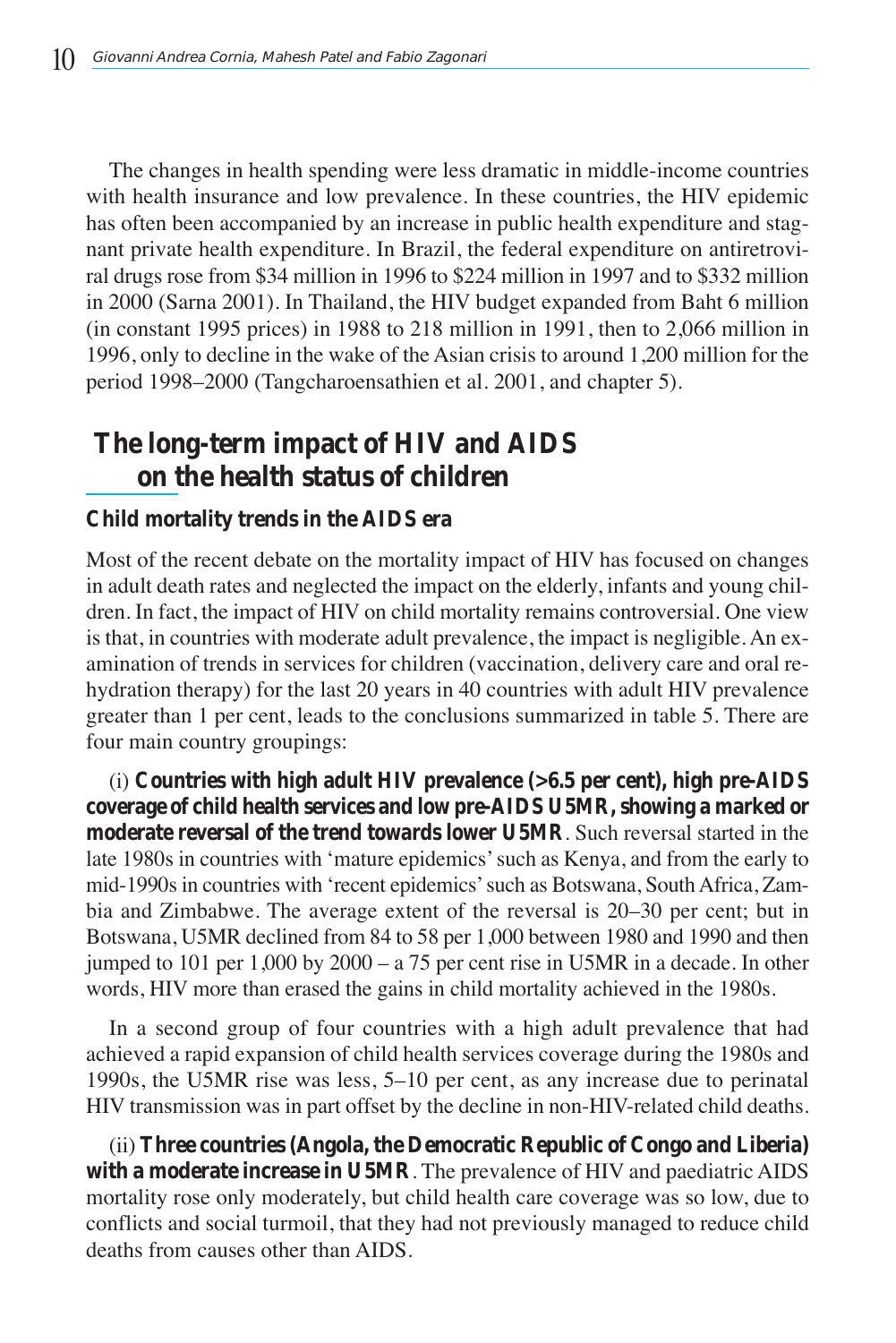The changes in health spending were less dramatic in middle-income countries with health insurance and low prevalence. In these countries, the HIV epidemic has often been accompanied by an increase in public health expenditure and stagnant private health expenditure. In Brazil, the federal expenditure on antiretroviral drugs rose from $34 million in 1996 to $224 million in 1997 and to $332 million in 2000 (Sarna 2001). In Thailand, the HIV budget expanded from Baht 6 million (in constant 1995 prices) in 1988 to 218 million in 1991, then to 2,066 million in 1996, only to decline in the wake of the Asian crisis to around 1,200 million for the period 1998–2000 (Tangcharoensathien et al. 2001, and chapter 5).

## The long-term impact of HIV and AIDS on the health status of children

### Child mortality trends in the AIDS era

Most of the recent debate on the mortality impact of HIV has focused on changes in adult death rates and neglected the impact on the elderly, infants and young children. In fact, the impact of HIV on child mortality remains controversial. One view is that, in countries with moderate adult prevalence, the impact is negligible. An examination of trends in services for children (vaccination, delivery care and oral rehydration therapy) for the last 20 years in 40 countries with adult HIV prevalence greater than 1 per cent, leads to the conclusions summarized in table 5. There are four main country groupings:

(i) **Countries with high adult HIV prevalence (>6.5 per cent), high pre-AIDS coverage of child health services and low pre-AIDS U5MR, showing a marked or moderate reversal of the trend towards lower U5MR**. Such reversal started in the late 1980s in countries with 'mature epidemics' such as Kenya, and from the early to mid-1990s in countries with 'recent epidemics' such as Botswana, South Africa, Zambia and Zimbabwe. The average extent of the reversal is 20–30 per cent; but in Botswana, U5MR declined from 84 to 58 per 1,000 between 1980 and 1990 and then jumped to 101 per 1,000 by 2000 – a 75 per cent rise in U5MR in a decade. In other words, HIV more than erased the gains in child mortality achieved in the 1980s.

In a second group of four countries with a high adult prevalence that had achieved a rapid expansion of child health services coverage during the 1980s and 1990s, the U5MR rise was less, 5–10 per cent, as any increase due to perinatal HIV transmission was in part offset by the decline in non-HIV-related child deaths.

(ii) **Three countries (Angola, the Democratic Republic of Congo and Liberia) with a moderate increase in U5MR**. The prevalence of HIV and paediatric AIDS mortality rose only moderately, but child health care coverage was so low, due to conflicts and social turmoil, that they had not previously managed to reduce child deaths from causes other than AIDS.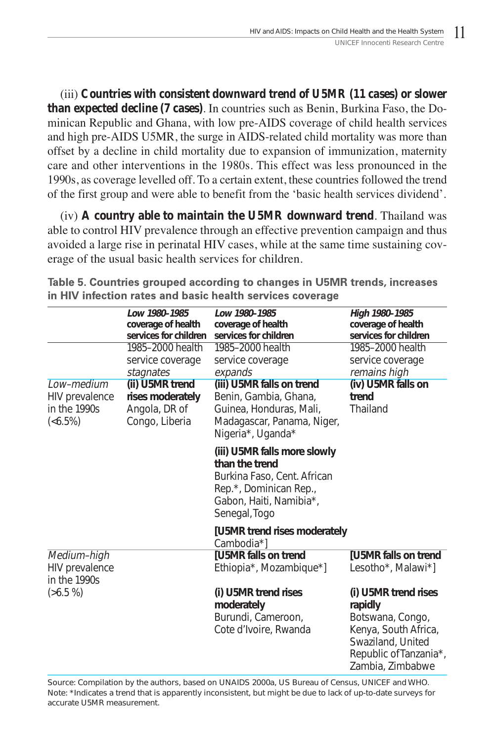(iii) **Countries with consistent downward trend of U5MR (11 cases) or slower than expected decline (7 cases)**. In countries such as Benin, Burkina Faso, the Dominican Republic and Ghana, with low pre-AIDS coverage of child health services and high pre-AIDS U5MR, the surge in AIDS-related child mortality was more than offset by a decline in child mortality due to expansion of immunization, maternity care and other interventions in the 1980s. This effect was less pronounced in the 1990s, as coverage levelled off. To a certain extent, these countries followed the trend of the first group and were able to benefit from the 'basic health services dividend'.

(iv) **A country able to maintain the U5MR downward trend**. Thailand was able to control HIV prevalence through an effective prevention campaign and thus avoided a large rise in perinatal HIV cases, while at the same time sustaining coverage of the usual basic health services for children.

**Table 5. Countries grouped according to changes in U5MR trends, increases in HIV infection rates and basic health services coverage**

| | ***Low 1980-1985*** **coverage of health services for children** 1985–2000 health service coverage *stagnates* | ***Low 1980-1985*** **coverage of health services for children** 1985–2000 health service coverage *expands* | ***High 1980-1985*** **coverage of health services for children** 1985–2000 health service coverage *remains high* |
|---|---|---|---|
| *Low–medium* HIV prevalence in the 1990s (<6.5%) | **(ii) U5MR trend rises moderately** Angola, DR of Congo, Liberia | **(iii) U5MR falls on trend** Benin, Gambia, Ghana, Guinea, Honduras, Mali, Madagascar, Panama, Niger, Nigeria*, Uganda* | **(iv) U5MR falls on trend** Thailand |
| | | **(iii) U5MR falls more slowly than the trend** Burkina Faso, Cent. African Rep.*, Dominican Rep., Gabon, Haiti, Namibia*, Senegal, Togo | |
| | | **[U5MR trend rises moderately** Cambodia*] | |
| *Medium–high* HIV prevalence in the 1990s (>6.5 %) | | **[U5MR falls on trend** Ethiopia*, Mozambique*] | **[U5MR falls on trend** Lesotho*, Malawi*] |
| | | **(i) U5MR trend rises moderately** Burundi, Cameroon, Cote d'Ivoire, Rwanda | **(i) U5MR trend rises rapidly** Botswana, Congo, Kenya, South Africa, Swaziland, United Republic of Tanzania*, Zambia, Zimbabwe |

Source: Compilation by the authors, based on UNAIDS 2000a, US Bureau of Census, UNICEF and WHO.
Note: *Indicates a trend that is apparently inconsistent, but might be due to lack of up-to-date surveys for accurate U5MR measurement.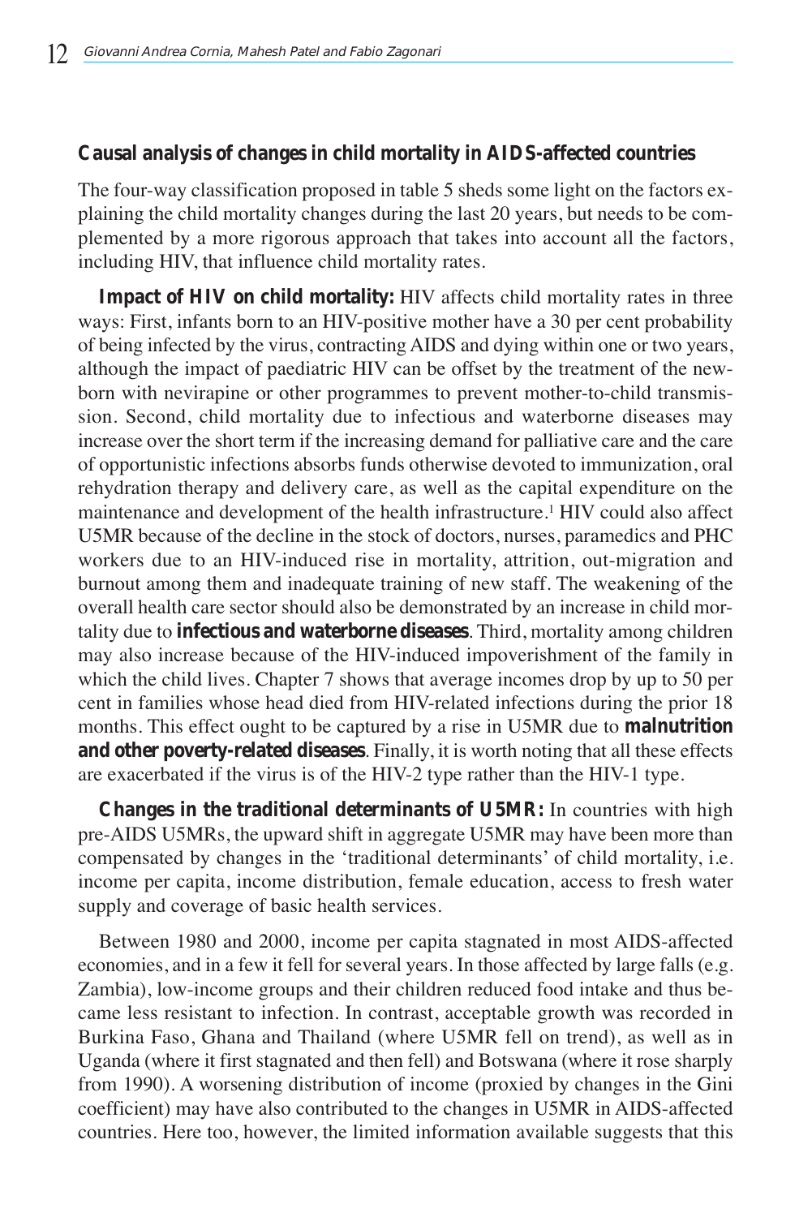### Causal analysis of changes in child mortality in AIDS-affected countries

The four-way classification proposed in table 5 sheds some light on the factors explaining the child mortality changes during the last 20 years, but needs to be complemented by a more rigorous approach that takes into account all the factors, including HIV, that influence child mortality rates.

**Impact of HIV on child mortality:** HIV affects child mortality rates in three ways: First, infants born to an HIV-positive mother have a 30 per cent probability of being infected by the virus, contracting AIDS and dying within one or two years, although the impact of paediatric HIV can be offset by the treatment of the newborn with nevirapine or other programmes to prevent mother-to-child transmission. Second, child mortality due to infectious and waterborne diseases may increase over the short term if the increasing demand for palliative care and the care of opportunistic infections absorbs funds otherwise devoted to immunization, oral rehydration therapy and delivery care, as well as the capital expenditure on the maintenance and development of the health infrastructure.[1] HIV could also affect U5MR because of the decline in the stock of doctors, nurses, paramedics and PHC workers due to an HIV-induced rise in mortality, attrition, out-migration and burnout among them and inadequate training of new staff. The weakening of the overall health care sector should also be demonstrated by an increase in child mortality due to **infectious and waterborne diseases**. Third, mortality among children may also increase because of the HIV-induced impoverishment of the family in which the child lives. Chapter 7 shows that average incomes drop by up to 50 per cent in families whose head died from HIV-related infections during the prior 18 months. This effect ought to be captured by a rise in U5MR due to **malnutrition and other poverty-related diseases**. Finally, it is worth noting that all these effects are exacerbated if the virus is of the HIV-2 type rather than the HIV-1 type.

**Changes in the traditional determinants of U5MR:** In countries with high pre-AIDS U5MRs, the upward shift in aggregate U5MR may have been more than compensated by changes in the 'traditional determinants' of child mortality, i.e. income per capita, income distribution, female education, access to fresh water supply and coverage of basic health services.

Between 1980 and 2000, income per capita stagnated in most AIDS-affected economies, and in a few it fell for several years. In those affected by large falls (e.g. Zambia), low-income groups and their children reduced food intake and thus became less resistant to infection. In contrast, acceptable growth was recorded in Burkina Faso, Ghana and Thailand (where U5MR fell on trend), as well as in Uganda (where it first stagnated and then fell) and Botswana (where it rose sharply from 1990). A worsening distribution of income (proxied by changes in the Gini coefficient) may have also contributed to the changes in U5MR in AIDS-affected countries. Here too, however, the limited information available suggests that this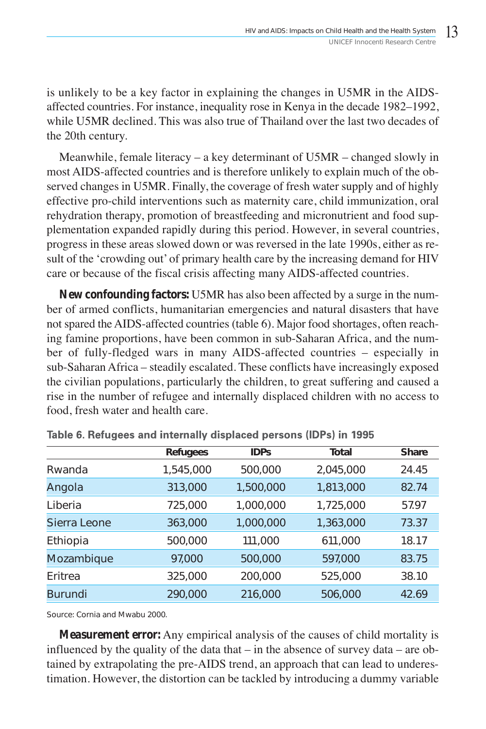is unlikely to be a key factor in explaining the changes in U5MR in the AIDS-affected countries. For instance, inequality rose in Kenya in the decade 1982–1992, while U5MR declined. This was also true of Thailand over the last two decades of the 20th century.

Meanwhile, female literacy – a key determinant of U5MR – changed slowly in most AIDS-affected countries and is therefore unlikely to explain much of the observed changes in U5MR. Finally, the coverage of fresh water supply and of highly effective pro-child interventions such as maternity care, child immunization, oral rehydration therapy, promotion of breastfeeding and micronutrient and food supplementation expanded rapidly during this period. However, in several countries, progress in these areas slowed down or was reversed in the late 1990s, either as result of the 'crowding out' of primary health care by the increasing demand for HIV care or because of the fiscal crisis affecting many AIDS-affected countries.

**New confounding factors:** U5MR has also been affected by a surge in the number of armed conflicts, humanitarian emergencies and natural disasters that have not spared the AIDS-affected countries (table 6). Major food shortages, often reaching famine proportions, have been common in sub-Saharan Africa, and the number of fully-fledged wars in many AIDS-affected countries – especially in sub-Saharan Africa – steadily escalated. These conflicts have increasingly exposed the civilian populations, particularly the children, to great suffering and caused a rise in the number of refugee and internally displaced children with no access to food, fresh water and health care.

**Table 6. Refugees and internally displaced persons (IDPs) in 1995**

| | Refugees | IDPs | Total | Share |
|---|---|---|---|---|
| Rwanda | 1,545,000 | 500,000 | 2,045,000 | 24.45 |
| Angola | 313,000 | 1,500,000 | 1,813,000 | 82.74 |
| Liberia | 725,000 | 1,000,000 | 1,725,000 | 57.97 |
| Sierra Leone | 363,000 | 1,000,000 | 1,363,000 | 73.37 |
| Ethiopia | 500,000 | 111,000 | 611,000 | 18.17 |
| Mozambique | 97,000 | 500,000 | 597,000 | 83.75 |
| Eritrea | 325,000 | 200,000 | 525,000 | 38.10 |
| Burundi | 290,000 | 216,000 | 506,000 | 42.69 |

Source: Cornia and Mwabu 2000.

**Measurement error:** Any empirical analysis of the causes of child mortality is influenced by the quality of the data that – in the absence of survey data – are obtained by extrapolating the pre-AIDS trend, an approach that can lead to underestimation. However, the distortion can be tackled by introducing a dummy variable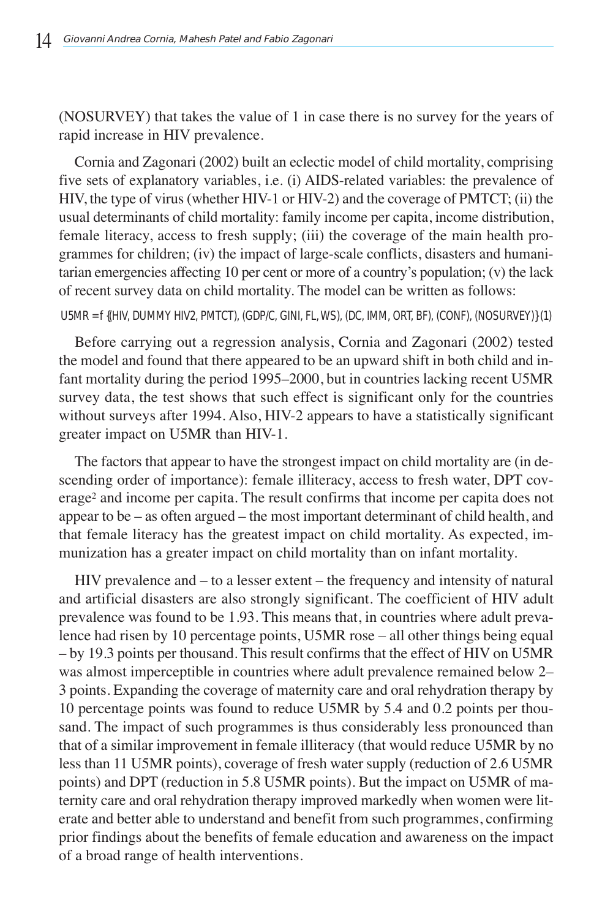(NOSURVEY) that takes the value of 1 in case there is no survey for the years of rapid increase in HIV prevalence.

Cornia and Zagonari (2002) built an eclectic model of child mortality, comprising five sets of explanatory variables, i.e. (i) AIDS-related variables: the prevalence of HIV, the type of virus (whether HIV-1 or HIV-2) and the coverage of PMTCT; (ii) the usual determinants of child mortality: family income per capita, income distribution, female literacy, access to fresh supply; (iii) the coverage of the main health programmes for children; (iv) the impact of large-scale conflicts, disasters and humanitarian emergencies affecting 10 per cent or more of a country's population; (v) the lack of recent survey data on child mortality. The model can be written as follows:

$$U5MR = f\{(HIV, DUMMY\ HIV2, PMTCT), (GDP/C, GINI, FL, WS), (DC, IMM, ORT, BF), (CONF), (NOSURVEY)\} \quad (1)$$

Before carrying out a regression analysis, Cornia and Zagonari (2002) tested the model and found that there appeared to be an upward shift in both child and infant mortality during the period 1995–2000, but in countries lacking recent U5MR survey data, the test shows that such effect is significant only for the countries without surveys after 1994. Also, HIV-2 appears to have a statistically significant greater impact on U5MR than HIV-1.

The factors that appear to have the strongest impact on child mortality are (in descending order of importance): female illiteracy, access to fresh water, DPT coverage[2] and income per capita. The result confirms that income per capita does not appear to be – as often argued – the most important determinant of child health, and that female literacy has the greatest impact on child mortality. As expected, immunization has a greater impact on child mortality than on infant mortality.

HIV prevalence and – to a lesser extent – the frequency and intensity of natural and artificial disasters are also strongly significant. The coefficient of HIV adult prevalence was found to be 1.93. This means that, in countries where adult prevalence had risen by 10 percentage points, U5MR rose – all other things being equal – by 19.3 points per thousand. This result confirms that the effect of HIV on U5MR was almost imperceptible in countries where adult prevalence remained below 2–3 points. Expanding the coverage of maternity care and oral rehydration therapy by 10 percentage points was found to reduce U5MR by 5.4 and 0.2 points per thousand. The impact of such programmes is thus considerably less pronounced than that of a similar improvement in female illiteracy (that would reduce U5MR by no less than 11 U5MR points), coverage of fresh water supply (reduction of 2.6 U5MR points) and DPT (reduction in 5.8 U5MR points). But the impact on U5MR of maternity care and oral rehydration therapy improved markedly when women were literate and better able to understand and benefit from such programmes, confirming prior findings about the benefits of female education and awareness on the impact of a broad range of health interventions.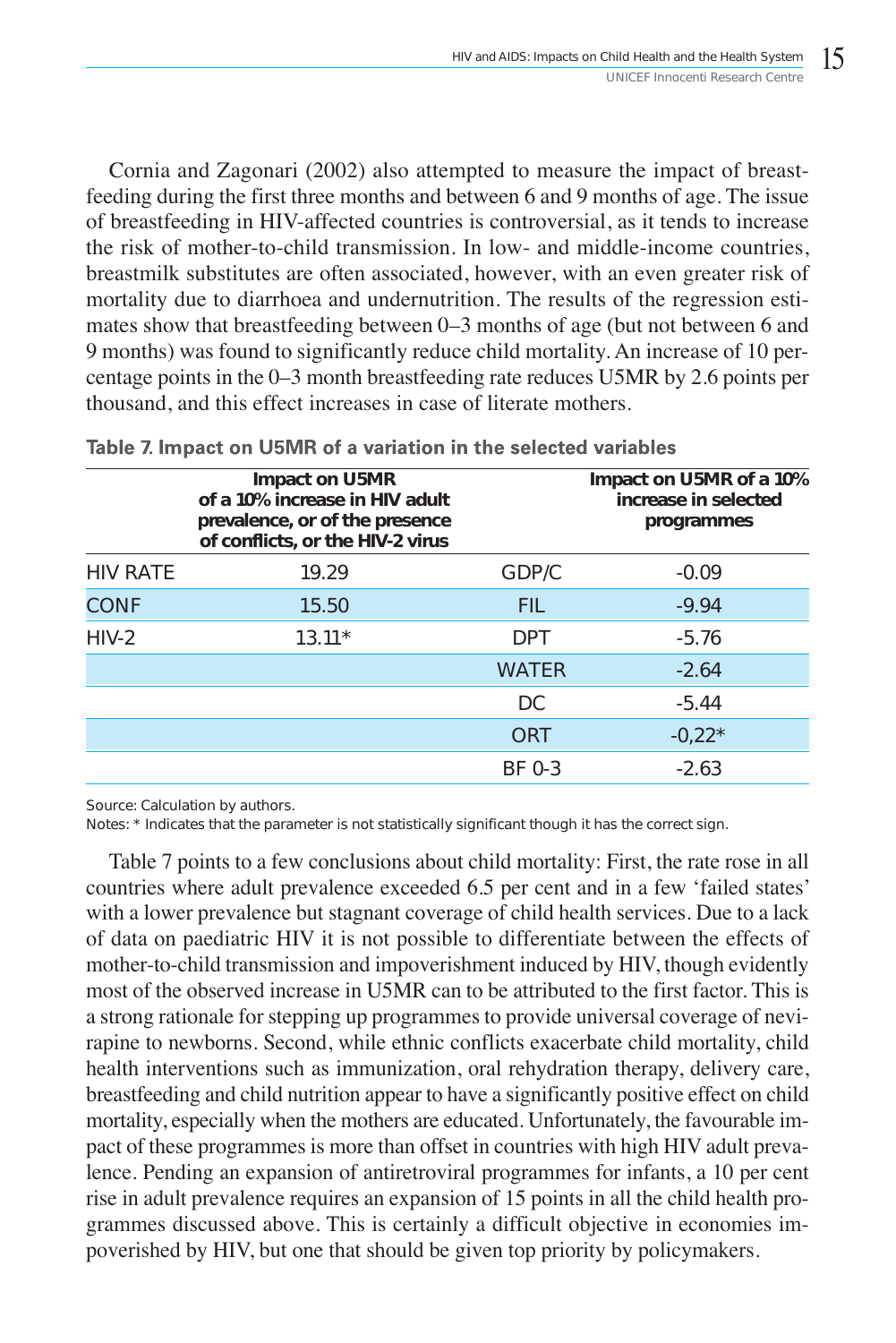Cornia and Zagonari (2002) also attempted to measure the impact of breastfeeding during the first three months and between 6 and 9 months of age. The issue of breastfeeding in HIV-affected countries is controversial, as it tends to increase the risk of mother-to-child transmission. In low- and middle-income countries, breastmilk substitutes are often associated, however, with an even greater risk of mortality due to diarrhoea and undernutrition. The results of the regression estimates show that breastfeeding between 0–3 months of age (but not between 6 and 9 months) was found to significantly reduce child mortality. An increase of 10 percentage points in the 0–3 month breastfeeding rate reduces U5MR by 2.6 points per thousand, and this effect increases in case of literate mothers.

**Table 7. Impact on U5MR of a variation in the selected variables**

| | Impact on U5MR of a 10% increase in HIV adult prevalence, or of the presence of conflicts, or the HIV-2 virus | | Impact on U5MR of a 10% increase in selected programmes |
|---|---|---|---|
| HIV RATE | 19.29 | GDP/C | -0.09 |
| CONF | 15.50 | FIL | -9.94 |
| HIV-2 | 13.11* | DPT | -5.76 |
| | | WATER | -2.64 |
| | | DC | -5.44 |
| | | ORT | -0,22* |
| | | BF 0-3 | -2.63 |

Source: Calculation by authors.

Notes: * Indicates that the parameter is not statistically significant though it has the correct sign.

Table 7 points to a few conclusions about child mortality: First, the rate rose in all countries where adult prevalence exceeded 6.5 per cent and in a few 'failed states' with a lower prevalence but stagnant coverage of child health services. Due to a lack of data on paediatric HIV it is not possible to differentiate between the effects of mother-to-child transmission and impoverishment induced by HIV, though evidently most of the observed increase in U5MR can to be attributed to the first factor. This is a strong rationale for stepping up programmes to provide universal coverage of nevirapine to newborns. Second, while ethnic conflicts exacerbate child mortality, child health interventions such as immunization, oral rehydration therapy, delivery care, breastfeeding and child nutrition appear to have a significantly positive effect on child mortality, especially when the mothers are educated. Unfortunately, the favourable impact of these programmes is more than offset in countries with high HIV adult prevalence. Pending an expansion of antiretroviral programmes for infants, a 10 per cent rise in adult prevalence requires an expansion of 15 points in all the child health programmes discussed above. This is certainly a difficult objective in economies impoverished by HIV, but one that should be given top priority by policymakers.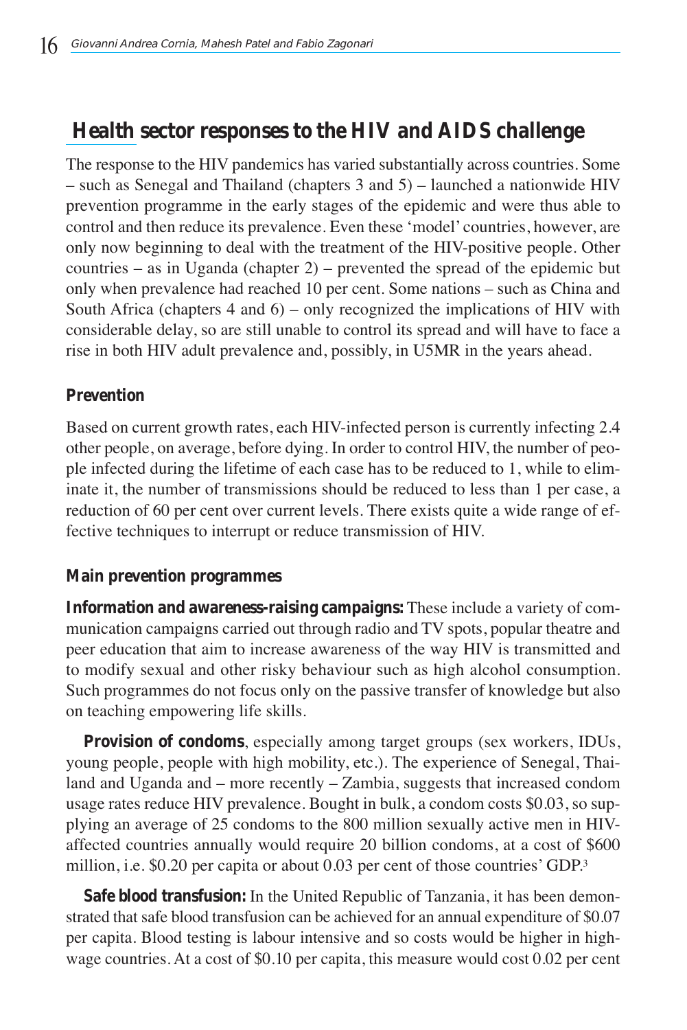## Health sector responses to the HIV and AIDS challenge

The response to the HIV pandemics has varied substantially across countries. Some – such as Senegal and Thailand (chapters 3 and 5) – launched a nationwide HIV prevention programme in the early stages of the epidemic and were thus able to control and then reduce its prevalence. Even these 'model' countries, however, are only now beginning to deal with the treatment of the HIV-positive people. Other countries – as in Uganda (chapter 2) – prevented the spread of the epidemic but only when prevalence had reached 10 per cent. Some nations – such as China and South Africa (chapters 4 and 6) – only recognized the implications of HIV with considerable delay, so are still unable to control its spread and will have to face a rise in both HIV adult prevalence and, possibly, in U5MR in the years ahead.

### Prevention

Based on current growth rates, each HIV-infected person is currently infecting 2.4 other people, on average, before dying. In order to control HIV, the number of people infected during the lifetime of each case has to be reduced to 1, while to eliminate it, the number of transmissions should be reduced to less than 1 per case, a reduction of 60 per cent over current levels. There exists quite a wide range of effective techniques to interrupt or reduce transmission of HIV.

### Main prevention programmes

**Information and awareness-raising campaigns:** These include a variety of communication campaigns carried out through radio and TV spots, popular theatre and peer education that aim to increase awareness of the way HIV is transmitted and to modify sexual and other risky behaviour such as high alcohol consumption. Such programmes do not focus only on the passive transfer of knowledge but also on teaching empowering life skills.

**Provision of condoms**, especially among target groups (sex workers, IDUs, young people, people with high mobility, etc.). The experience of Senegal, Thailand and Uganda and – more recently – Zambia, suggests that increased condom usage rates reduce HIV prevalence. Bought in bulk, a condom costs \$0.03, so supplying an average of 25 condoms to the 800 million sexually active men in HIV-affected countries annually would require 20 billion condoms, at a cost of \$600 million, i.e. \$0.20 per capita or about 0.03 per cent of those countries' GDP.[3]

**Safe blood transfusion:** In the United Republic of Tanzania, it has been demonstrated that safe blood transfusion can be achieved for an annual expenditure of \$0.07 per capita. Blood testing is labour intensive and so costs would be higher in high-wage countries. At a cost of \$0.10 per capita, this measure would cost 0.02 per cent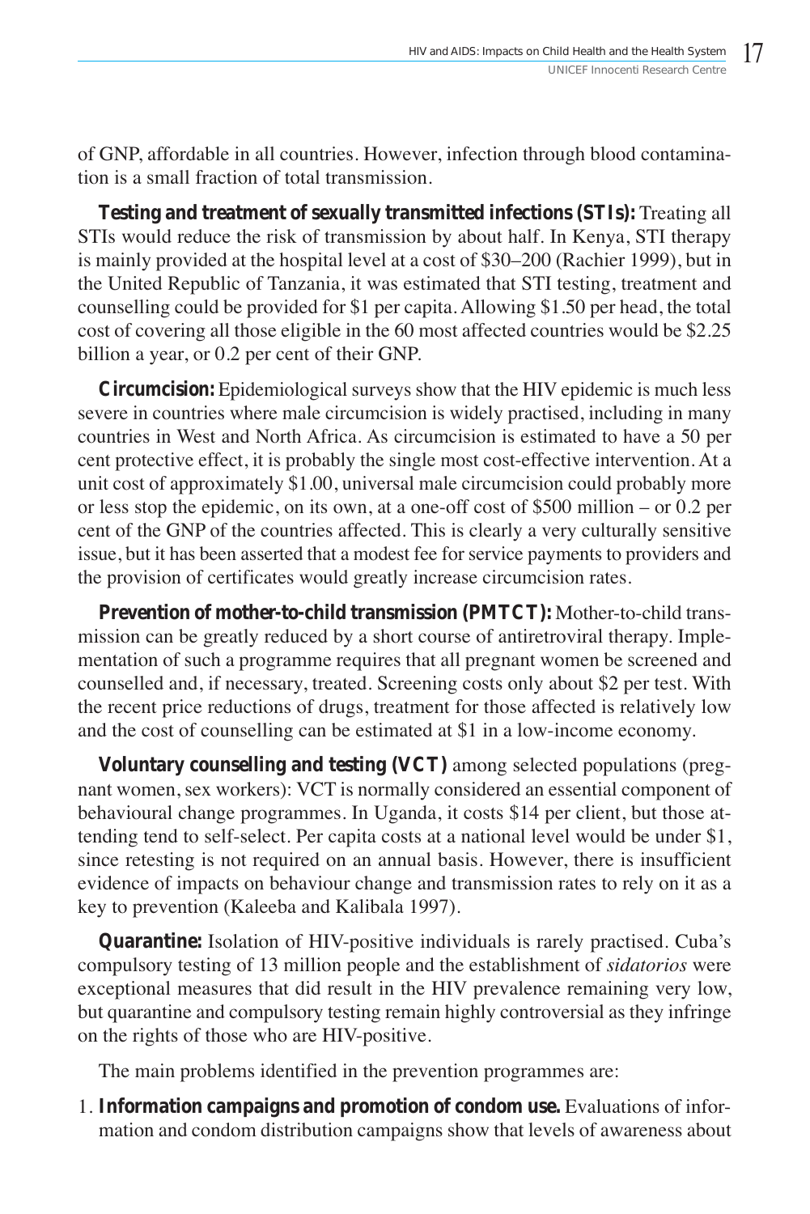of GNP, affordable in all countries. However, infection through blood contamination is a small fraction of total transmission.

**Testing and treatment of sexually transmitted infections (STIs):** Treating all STIs would reduce the risk of transmission by about half. In Kenya, STI therapy is mainly provided at the hospital level at a cost of $30–200 (Rachier 1999), but in the United Republic of Tanzania, it was estimated that STI testing, treatment and counselling could be provided for $1 per capita. Allowing $1.50 per head, the total cost of covering all those eligible in the 60 most affected countries would be $2.25 billion a year, or 0.2 per cent of their GNP.

**Circumcision:** Epidemiological surveys show that the HIV epidemic is much less severe in countries where male circumcision is widely practised, including in many countries in West and North Africa. As circumcision is estimated to have a 50 per cent protective effect, it is probably the single most cost-effective intervention. At a unit cost of approximately $1.00, universal male circumcision could probably more or less stop the epidemic, on its own, at a one-off cost of $500 million – or 0.2 per cent of the GNP of the countries affected. This is clearly a very culturally sensitive issue, but it has been asserted that a modest fee for service payments to providers and the provision of certificates would greatly increase circumcision rates.

**Prevention of mother-to-child transmission (PMTCT):** Mother-to-child transmission can be greatly reduced by a short course of antiretroviral therapy. Implementation of such a programme requires that all pregnant women be screened and counselled and, if necessary, treated. Screening costs only about $2 per test. With the recent price reductions of drugs, treatment for those affected is relatively low and the cost of counselling can be estimated at $1 in a low-income economy.

**Voluntary counselling and testing (VCT)** among selected populations (pregnant women, sex workers): VCT is normally considered an essential component of behavioural change programmes. In Uganda, it costs $14 per client, but those attending tend to self-select. Per capita costs at a national level would be under $1, since retesting is not required on an annual basis. However, there is insufficient evidence of impacts on behaviour change and transmission rates to rely on it as a key to prevention (Kaleeba and Kalibala 1997).

**Quarantine:** Isolation of HIV-positive individuals is rarely practised. Cuba's compulsory testing of 13 million people and the establishment of *sidatorios* were exceptional measures that did result in the HIV prevalence remaining very low, but quarantine and compulsory testing remain highly controversial as they infringe on the rights of those who are HIV-positive.

The main problems identified in the prevention programmes are:

1. **Information campaigns and promotion of condom use.** Evaluations of information and condom distribution campaigns show that levels of awareness about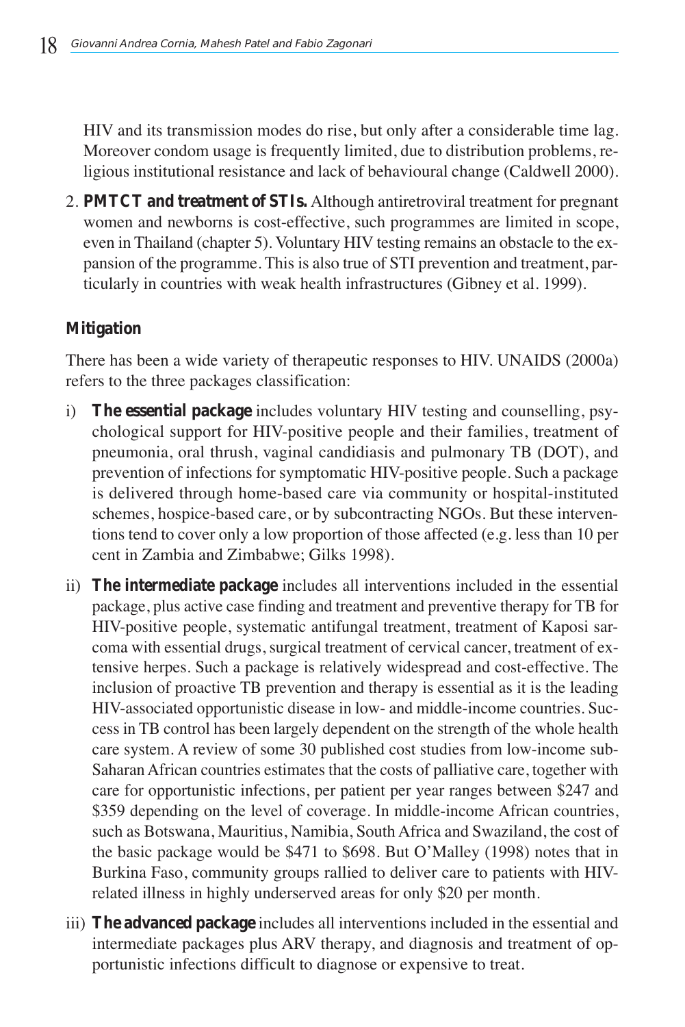HIV and its transmission modes do rise, but only after a considerable time lag. Moreover condom usage is frequently limited, due to distribution problems, religious institutional resistance and lack of behavioural change (Caldwell 2000).

2. **PMTCT and treatment of STIs.** Although antiretroviral treatment for pregnant women and newborns is cost-effective, such programmes are limited in scope, even in Thailand (chapter 5). Voluntary HIV testing remains an obstacle to the expansion of the programme. This is also true of STI prevention and treatment, particularly in countries with weak health infrastructures (Gibney et al. 1999).

### Mitigation

There has been a wide variety of therapeutic responses to HIV. UNAIDS (2000a) refers to the three packages classification:

i) **The essential package** includes voluntary HIV testing and counselling, psychological support for HIV-positive people and their families, treatment of pneumonia, oral thrush, vaginal candidiasis and pulmonary TB (DOT), and prevention of infections for symptomatic HIV-positive people. Such a package is delivered through home-based care via community or hospital-instituted schemes, hospice-based care, or by subcontracting NGOs. But these interventions tend to cover only a low proportion of those affected (e.g. less than 10 per cent in Zambia and Zimbabwe; Gilks 1998).

ii) **The intermediate package** includes all interventions included in the essential package, plus active case finding and treatment and preventive therapy for TB for HIV-positive people, systematic antifungal treatment, treatment of Kaposi sarcoma with essential drugs, surgical treatment of cervical cancer, treatment of extensive herpes. Such a package is relatively widespread and cost-effective. The inclusion of proactive TB prevention and therapy is essential as it is the leading HIV-associated opportunistic disease in low- and middle-income countries. Success in TB control has been largely dependent on the strength of the whole health care system. A review of some 30 published cost studies from low-income sub-Saharan African countries estimates that the costs of palliative care, together with care for opportunistic infections, per patient per year ranges between $247 and $359 depending on the level of coverage. In middle-income African countries, such as Botswana, Mauritius, Namibia, South Africa and Swaziland, the cost of the basic package would be $471 to $698. But O'Malley (1998) notes that in Burkina Faso, community groups rallied to deliver care to patients with HIV-related illness in highly underserved areas for only $20 per month.

iii) **The advanced package** includes all interventions included in the essential and intermediate packages plus ARV therapy, and diagnosis and treatment of opportunistic infections difficult to diagnose or expensive to treat.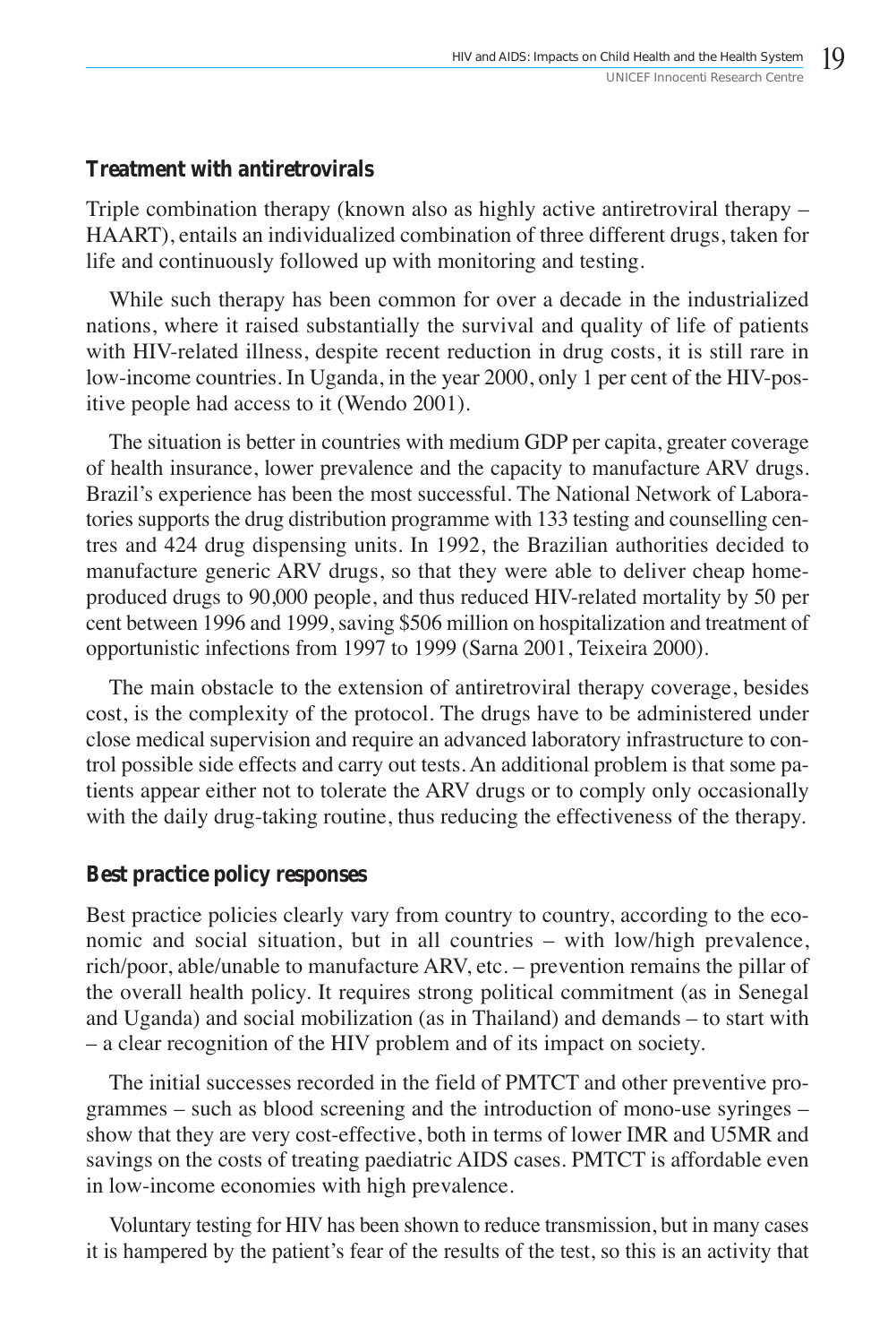### Treatment with antiretrovirals

Triple combination therapy (known also as highly active antiretroviral therapy – HAART), entails an individualized combination of three different drugs, taken for life and continuously followed up with monitoring and testing.

While such therapy has been common for over a decade in the industrialized nations, where it raised substantially the survival and quality of life of patients with HIV-related illness, despite recent reduction in drug costs, it is still rare in low-income countries. In Uganda, in the year 2000, only 1 per cent of the HIV-positive people had access to it (Wendo 2001).

The situation is better in countries with medium GDP per capita, greater coverage of health insurance, lower prevalence and the capacity to manufacture ARV drugs. Brazil's experience has been the most successful. The National Network of Laboratories supports the drug distribution programme with 133 testing and counselling centres and 424 drug dispensing units. In 1992, the Brazilian authorities decided to manufacture generic ARV drugs, so that they were able to deliver cheap home-produced drugs to 90,000 people, and thus reduced HIV-related mortality by 50 per cent between 1996 and 1999, saving $506 million on hospitalization and treatment of opportunistic infections from 1997 to 1999 (Sarna 2001, Teixeira 2000).

The main obstacle to the extension of antiretroviral therapy coverage, besides cost, is the complexity of the protocol. The drugs have to be administered under close medical supervision and require an advanced laboratory infrastructure to control possible side effects and carry out tests. An additional problem is that some patients appear either not to tolerate the ARV drugs or to comply only occasionally with the daily drug-taking routine, thus reducing the effectiveness of the therapy.

### Best practice policy responses

Best practice policies clearly vary from country to country, according to the economic and social situation, but in all countries – with low/high prevalence, rich/poor, able/unable to manufacture ARV, etc. – prevention remains the pillar of the overall health policy. It requires strong political commitment (as in Senegal and Uganda) and social mobilization (as in Thailand) and demands – to start with – a clear recognition of the HIV problem and of its impact on society.

The initial successes recorded in the field of PMTCT and other preventive programmes – such as blood screening and the introduction of mono-use syringes – show that they are very cost-effective, both in terms of lower IMR and U5MR and savings on the costs of treating paediatric AIDS cases. PMTCT is affordable even in low-income economies with high prevalence.

Voluntary testing for HIV has been shown to reduce transmission, but in many cases it is hampered by the patient's fear of the results of the test, so this is an activity that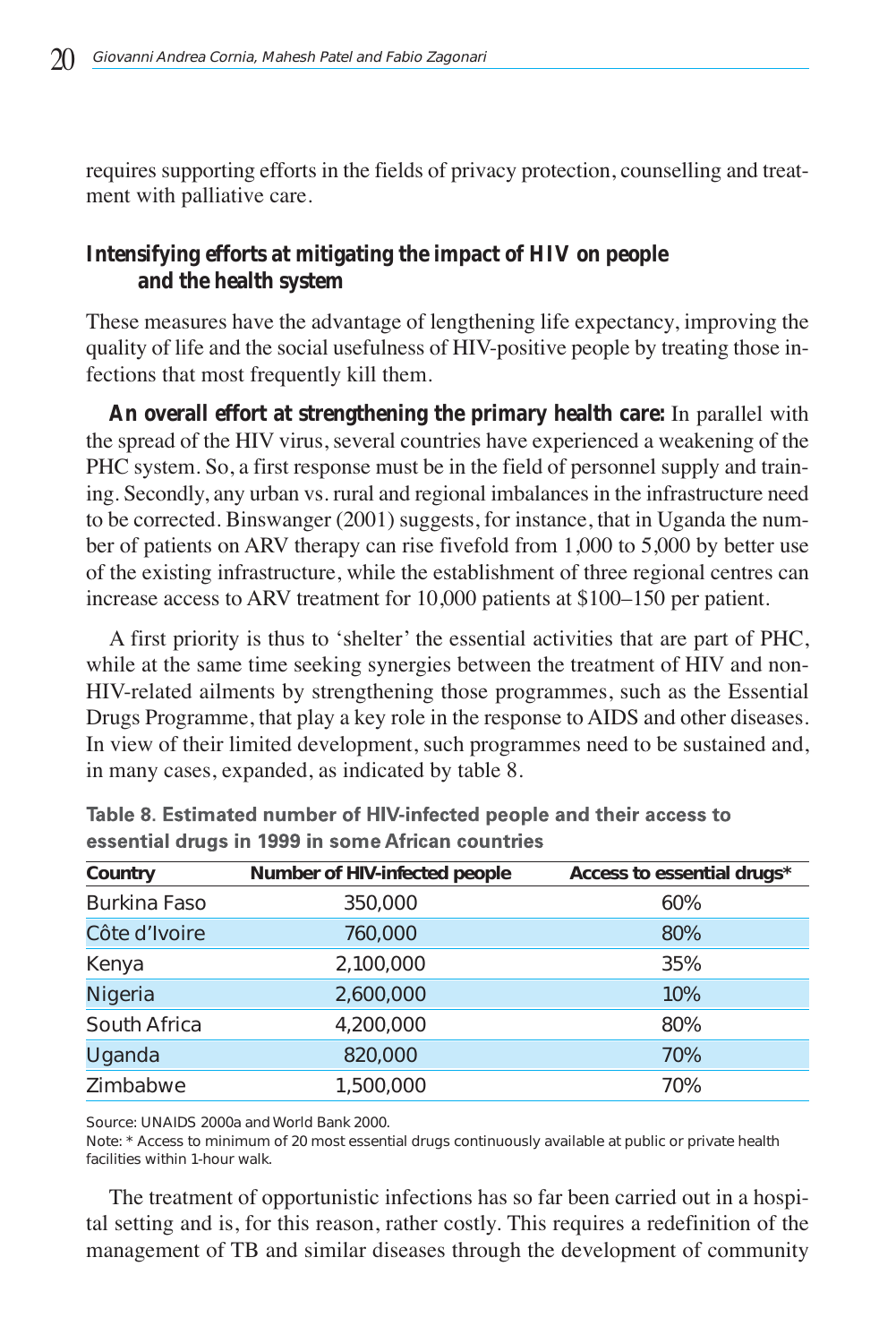requires supporting efforts in the fields of privacy protection, counselling and treatment with palliative care.

### Intensifying efforts at mitigating the impact of HIV on people and the health system

These measures have the advantage of lengthening life expectancy, improving the quality of life and the social usefulness of HIV-positive people by treating those infections that most frequently kill them.

**An overall effort at strengthening the primary health care:** In parallel with the spread of the HIV virus, several countries have experienced a weakening of the PHC system. So, a first response must be in the field of personnel supply and training. Secondly, any urban vs. rural and regional imbalances in the infrastructure need to be corrected. Binswanger (2001) suggests, for instance, that in Uganda the number of patients on ARV therapy can rise fivefold from 1,000 to 5,000 by better use of the existing infrastructure, while the establishment of three regional centres can increase access to ARV treatment for 10,000 patients at $100–150 per patient.

A first priority is thus to 'shelter' the essential activities that are part of PHC, while at the same time seeking synergies between the treatment of HIV and non-HIV-related ailments by strengthening those programmes, such as the Essential Drugs Programme, that play a key role in the response to AIDS and other diseases. In view of their limited development, such programmes need to be sustained and, in many cases, expanded, as indicated by table 8.

**Table 8. Estimated number of HIV-infected people and their access to essential drugs in 1999 in some African countries**

| Country | Number of HIV-infected people | Access to essential drugs* |
|---|---|---|
| Burkina Faso | 350,000 | 60% |
| Côte d'Ivoire | 760,000 | 80% |
| Kenya | 2,100,000 | 35% |
| Nigeria | 2,600,000 | 10% |
| South Africa | 4,200,000 | 80% |
| Uganda | 820,000 | 70% |
| Zimbabwe | 1,500,000 | 70% |

Source: UNAIDS 2000a and World Bank 2000.
Note: * Access to minimum of 20 most essential drugs continuously available at public or private health facilities within 1-hour walk.

The treatment of opportunistic infections has so far been carried out in a hospital setting and is, for this reason, rather costly. This requires a redefinition of the management of TB and similar diseases through the development of community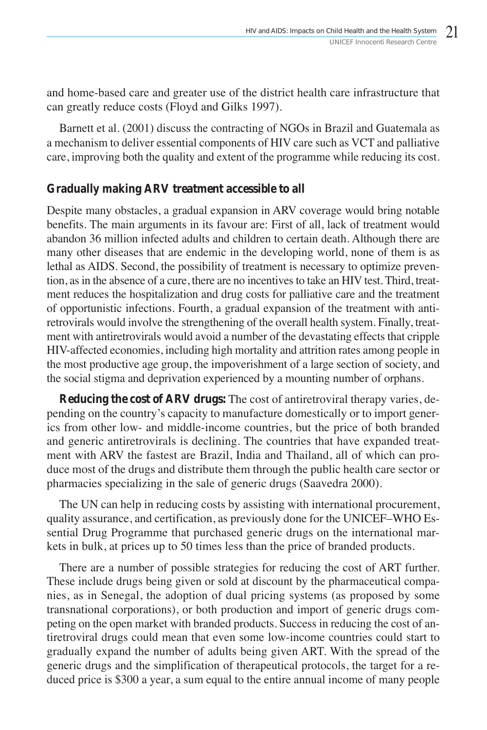and home-based care and greater use of the district health care infrastructure that can greatly reduce costs (Floyd and Gilks 1997).

Barnett et al. (2001) discuss the contracting of NGOs in Brazil and Guatemala as a mechanism to deliver essential components of HIV care such as VCT and palliative care, improving both the quality and extent of the programme while reducing its cost.

## Gradually making ARV treatment accessible to all

Despite many obstacles, a gradual expansion in ARV coverage would bring notable benefits. The main arguments in its favour are: First of all, lack of treatment would abandon 36 million infected adults and children to certain death. Although there are many other diseases that are endemic in the developing world, none of them is as lethal as AIDS. Second, the possibility of treatment is necessary to optimize prevention, as in the absence of a cure, there are no incentives to take an HIV test. Third, treatment reduces the hospitalization and drug costs for palliative care and the treatment of opportunistic infections. Fourth, a gradual expansion of the treatment with antiretrovirals would involve the strengthening of the overall health system. Finally, treatment with antiretrovirals would avoid a number of the devastating effects that cripple HIV-affected economies, including high mortality and attrition rates among people in the most productive age group, the impoverishment of a large section of society, and the social stigma and deprivation experienced by a mounting number of orphans.

**Reducing the cost of ARV drugs:** The cost of antiretroviral therapy varies, depending on the country's capacity to manufacture domestically or to import generics from other low- and middle-income countries, but the price of both branded and generic antiretrovirals is declining. The countries that have expanded treatment with ARV the fastest are Brazil, India and Thailand, all of which can produce most of the drugs and distribute them through the public health care sector or pharmacies specializing in the sale of generic drugs (Saavedra 2000).

The UN can help in reducing costs by assisting with international procurement, quality assurance, and certification, as previously done for the UNICEF–WHO Essential Drug Programme that purchased generic drugs on the international markets in bulk, at prices up to 50 times less than the price of branded products.

There are a number of possible strategies for reducing the cost of ART further. These include drugs being given or sold at discount by the pharmaceutical companies, as in Senegal, the adoption of dual pricing systems (as proposed by some transnational corporations), or both production and import of generic drugs competing on the open market with branded products. Success in reducing the cost of antiretroviral drugs could mean that even some low-income countries could start to gradually expand the number of adults being given ART. With the spread of the generic drugs and the simplification of therapeutical protocols, the target for a reduced price is \$300 a year, a sum equal to the entire annual income of many people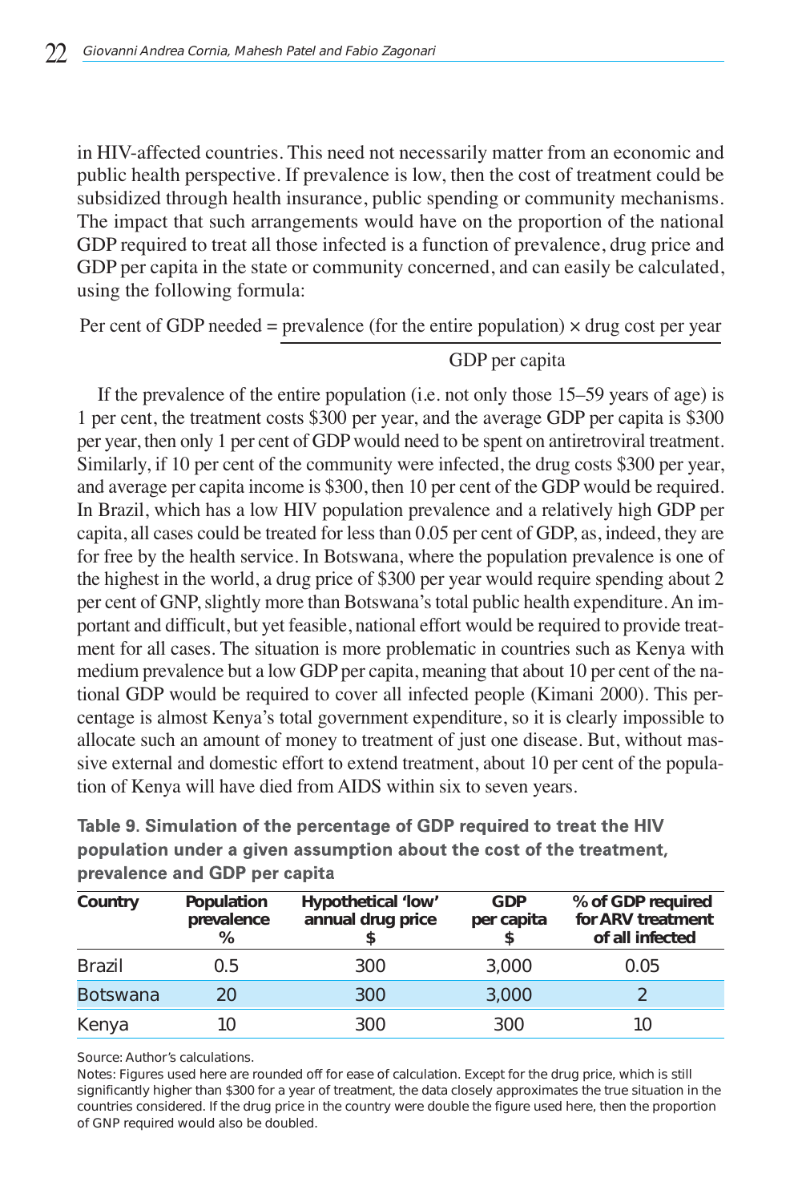in HIV-affected countries. This need not necessarily matter from an economic and public health perspective. If prevalence is low, then the cost of treatment could be subsidized through health insurance, public spending or community mechanisms. The impact that such arrangements would have on the proportion of the national GDP required to treat all those infected is a function of prevalence, drug price and GDP per capita in the state or community concerned, and can easily be calculated, using the following formula:

$$\text{Per cent of GDP needed} = \frac{\text{prevalence (for the entire population)} \times \text{drug cost per year}}{\text{GDP per capita}}$$

If the prevalence of the entire population (i.e. not only those 15–59 years of age) is 1 per cent, the treatment costs $300 per year, and the average GDP per capita is $300 per year, then only 1 per cent of GDP would need to be spent on antiretroviral treatment. Similarly, if 10 per cent of the community were infected, the drug costs $300 per year, and average per capita income is $300, then 10 per cent of the GDP would be required. In Brazil, which has a low HIV population prevalence and a relatively high GDP per capita, all cases could be treated for less than 0.05 per cent of GDP, as, indeed, they are for free by the health service. In Botswana, where the population prevalence is one of the highest in the world, a drug price of $300 per year would require spending about 2 per cent of GNP, slightly more than Botswana's total public health expenditure. An important and difficult, but yet feasible, national effort would be required to provide treatment for all cases. The situation is more problematic in countries such as Kenya with medium prevalence but a low GDP per capita, meaning that about 10 per cent of the national GDP would be required to cover all infected people (Kimani 2000). This percentage is almost Kenya's total government expenditure, so it is clearly impossible to allocate such an amount of money to treatment of just one disease. But, without massive external and domestic effort to extend treatment, about 10 per cent of the population of Kenya will have died from AIDS within six to seven years.

**Table 9. Simulation of the percentage of GDP required to treat the HIV population under a given assumption about the cost of the treatment, prevalence and GDP per capita**

| Country | Population prevalence % | Hypothetical 'low' annual drug price $ | GDP per capita $ | % of GDP required for ARV treatment of all infected |
|---|---|---|---|---|
| Brazil | 0.5 | 300 | 3,000 | 0.05 |
| Botswana | 20 | 300 | 3,000 | 2 |
| Kenya | 10 | 300 | 300 | 10 |

Source: Author's calculations.

Notes: Figures used here are rounded off for ease of calculation. Except for the drug price, which is still significantly higher than $300 for a year of treatment, the data closely approximates the true situation in the countries considered. If the drug price in the country were double the figure used here, then the proportion of GNP required would also be doubled.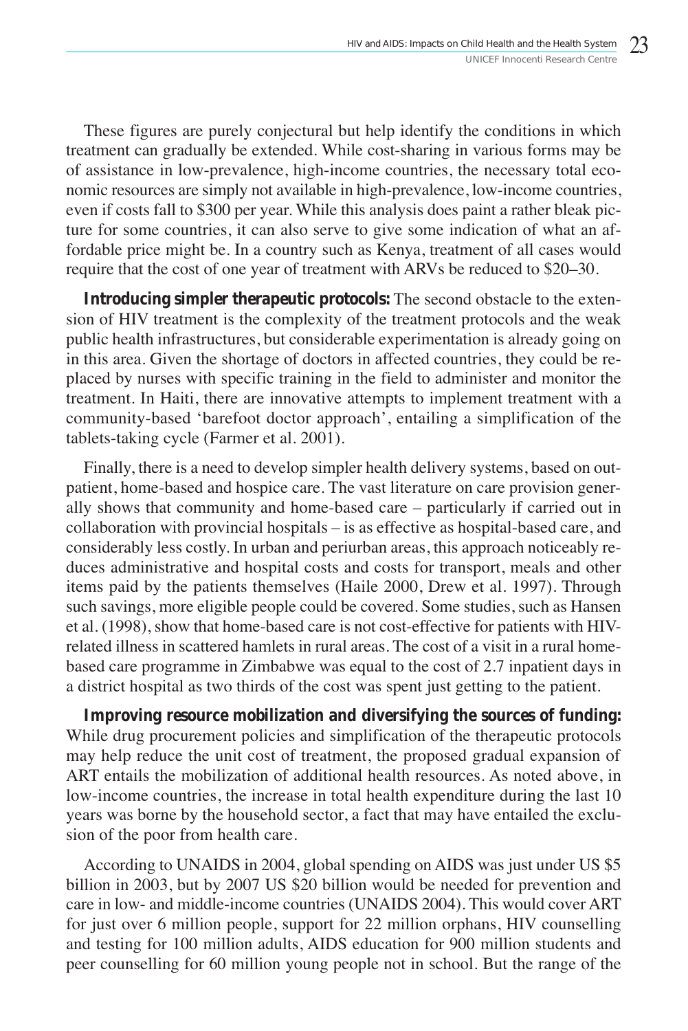These figures are purely conjectural but help identify the conditions in which treatment can gradually be extended. While cost-sharing in various forms may be of assistance in low-prevalence, high-income countries, the necessary total economic resources are simply not available in high-prevalence, low-income countries, even if costs fall to $300 per year. While this analysis does paint a rather bleak picture for some countries, it can also serve to give some indication of what an affordable price might be. In a country such as Kenya, treatment of all cases would require that the cost of one year of treatment with ARVs be reduced to $20–30.

**Introducing simpler therapeutic protocols:** The second obstacle to the extension of HIV treatment is the complexity of the treatment protocols and the weak public health infrastructures, but considerable experimentation is already going on in this area. Given the shortage of doctors in affected countries, they could be replaced by nurses with specific training in the field to administer and monitor the treatment. In Haiti, there are innovative attempts to implement treatment with a community-based 'barefoot doctor approach', entailing a simplification of the tablets-taking cycle (Farmer et al. 2001).

Finally, there is a need to develop simpler health delivery systems, based on outpatient, home-based and hospice care. The vast literature on care provision generally shows that community and home-based care – particularly if carried out in collaboration with provincial hospitals – is as effective as hospital-based care, and considerably less costly. In urban and periurban areas, this approach noticeably reduces administrative and hospital costs and costs for transport, meals and other items paid by the patients themselves (Haile 2000, Drew et al. 1997). Through such savings, more eligible people could be covered. Some studies, such as Hansen et al. (1998), show that home-based care is not cost-effective for patients with HIV-related illness in scattered hamlets in rural areas. The cost of a visit in a rural home-based care programme in Zimbabwe was equal to the cost of 2.7 inpatient days in a district hospital as two thirds of the cost was spent just getting to the patient.

**Improving resource mobilization and diversifying the sources of funding:** While drug procurement policies and simplification of the therapeutic protocols may help reduce the unit cost of treatment, the proposed gradual expansion of ART entails the mobilization of additional health resources. As noted above, in low-income countries, the increase in total health expenditure during the last 10 years was borne by the household sector, a fact that may have entailed the exclusion of the poor from health care.

According to UNAIDS in 2004, global spending on AIDS was just under US $5 billion in 2003, but by 2007 US $20 billion would be needed for prevention and care in low- and middle-income countries (UNAIDS 2004). This would cover ART for just over 6 million people, support for 22 million orphans, HIV counselling and testing for 100 million adults, AIDS education for 900 million students and peer counselling for 60 million young people not in school. But the range of the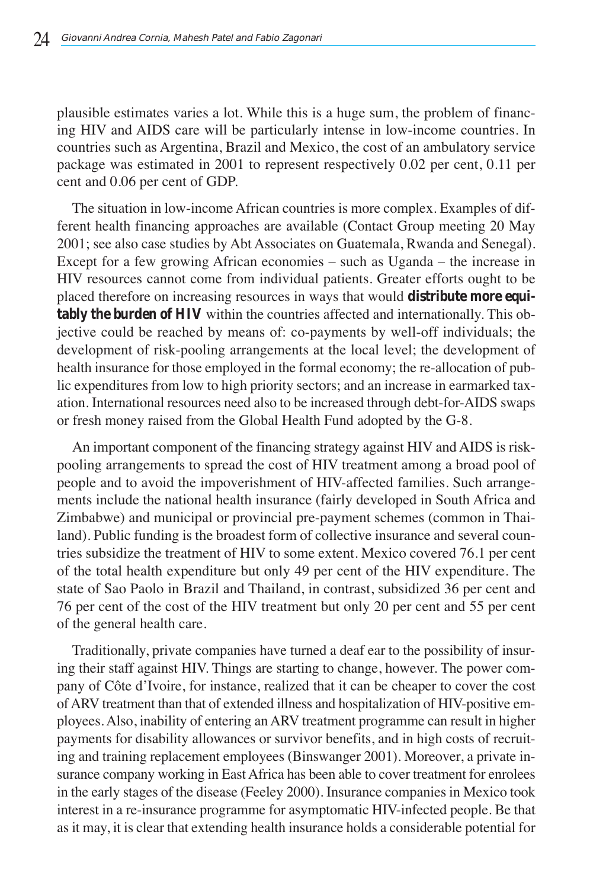plausible estimates varies a lot. While this is a huge sum, the problem of financing HIV and AIDS care will be particularly intense in low-income countries. In countries such as Argentina, Brazil and Mexico, the cost of an ambulatory service package was estimated in 2001 to represent respectively 0.02 per cent, 0.11 per cent and 0.06 per cent of GDP.

The situation in low-income African countries is more complex. Examples of different health financing approaches are available (Contact Group meeting 20 May 2001; see also case studies by Abt Associates on Guatemala, Rwanda and Senegal). Except for a few growing African economies – such as Uganda – the increase in HIV resources cannot come from individual patients. Greater efforts ought to be placed therefore on increasing resources in ways that would **distribute more equitably the burden of HIV** within the countries affected and internationally. This objective could be reached by means of: co-payments by well-off individuals; the development of risk-pooling arrangements at the local level; the development of health insurance for those employed in the formal economy; the re-allocation of public expenditures from low to high priority sectors; and an increase in earmarked taxation. International resources need also to be increased through debt-for-AIDS swaps or fresh money raised from the Global Health Fund adopted by the G-8.

An important component of the financing strategy against HIV and AIDS is risk-pooling arrangements to spread the cost of HIV treatment among a broad pool of people and to avoid the impoverishment of HIV-affected families. Such arrangements include the national health insurance (fairly developed in South Africa and Zimbabwe) and municipal or provincial pre-payment schemes (common in Thailand). Public funding is the broadest form of collective insurance and several countries subsidize the treatment of HIV to some extent. Mexico covered 76.1 per cent of the total health expenditure but only 49 per cent of the HIV expenditure. The state of Sao Paolo in Brazil and Thailand, in contrast, subsidized 36 per cent and 76 per cent of the cost of the HIV treatment but only 20 per cent and 55 per cent of the general health care.

Traditionally, private companies have turned a deaf ear to the possibility of insuring their staff against HIV. Things are starting to change, however. The power company of Côte d'Ivoire, for instance, realized that it can be cheaper to cover the cost of ARV treatment than that of extended illness and hospitalization of HIV-positive employees. Also, inability of entering an ARV treatment programme can result in higher payments for disability allowances or survivor benefits, and in high costs of recruiting and training replacement employees (Binswanger 2001). Moreover, a private insurance company working in East Africa has been able to cover treatment for enrolees in the early stages of the disease (Feeley 2000). Insurance companies in Mexico took interest in a re-insurance programme for asymptomatic HIV-infected people. Be that as it may, it is clear that extending health insurance holds a considerable potential for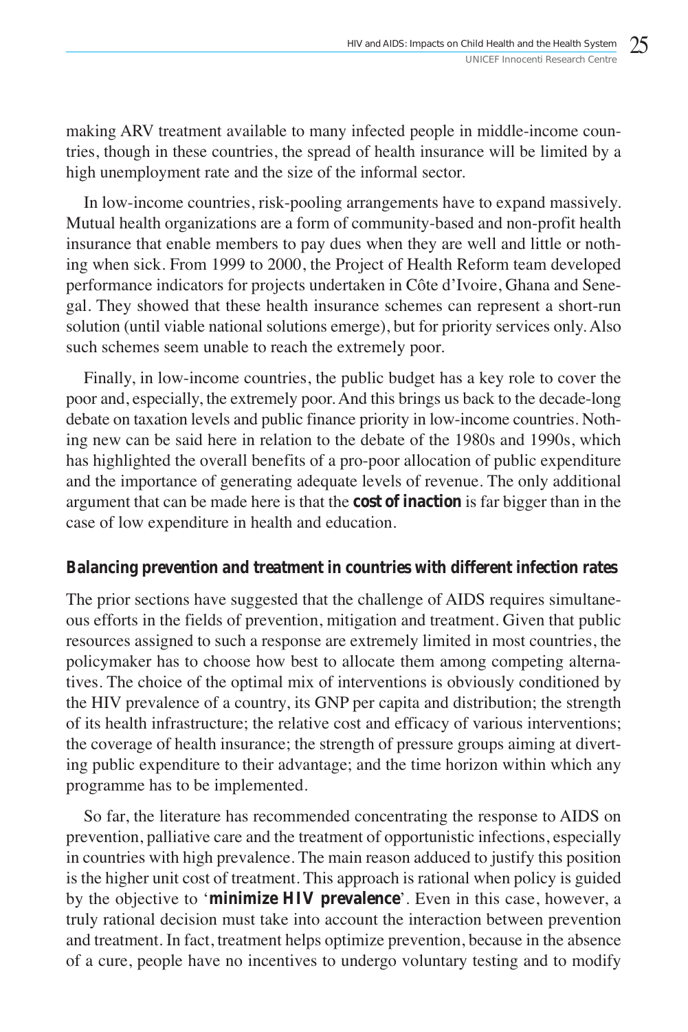making ARV treatment available to many infected people in middle-income countries, though in these countries, the spread of health insurance will be limited by a high unemployment rate and the size of the informal sector.

In low-income countries, risk-pooling arrangements have to expand massively. Mutual health organizations are a form of community-based and non-profit health insurance that enable members to pay dues when they are well and little or nothing when sick. From 1999 to 2000, the Project of Health Reform team developed performance indicators for projects undertaken in Côte d'Ivoire, Ghana and Senegal. They showed that these health insurance schemes can represent a short-run solution (until viable national solutions emerge), but for priority services only. Also such schemes seem unable to reach the extremely poor.

Finally, in low-income countries, the public budget has a key role to cover the poor and, especially, the extremely poor. And this brings us back to the decade-long debate on taxation levels and public finance priority in low-income countries. Nothing new can be said here in relation to the debate of the 1980s and 1990s, which has highlighted the overall benefits of a pro-poor allocation of public expenditure and the importance of generating adequate levels of revenue. The only additional argument that can be made here is that the **cost of inaction** is far bigger than in the case of low expenditure in health and education.

### Balancing prevention and treatment in countries with different infection rates

The prior sections have suggested that the challenge of AIDS requires simultaneous efforts in the fields of prevention, mitigation and treatment. Given that public resources assigned to such a response are extremely limited in most countries, the policymaker has to choose how best to allocate them among competing alternatives. The choice of the optimal mix of interventions is obviously conditioned by the HIV prevalence of a country, its GNP per capita and distribution; the strength of its health infrastructure; the relative cost and efficacy of various interventions; the coverage of health insurance; the strength of pressure groups aiming at diverting public expenditure to their advantage; and the time horizon within which any programme has to be implemented.

So far, the literature has recommended concentrating the response to AIDS on prevention, palliative care and the treatment of opportunistic infections, especially in countries with high prevalence. The main reason adduced to justify this position is the higher unit cost of treatment. This approach is rational when policy is guided by the objective to '**minimize HIV prevalence**'. Even in this case, however, a truly rational decision must take into account the interaction between prevention and treatment. In fact, treatment helps optimize prevention, because in the absence of a cure, people have no incentives to undergo voluntary testing and to modify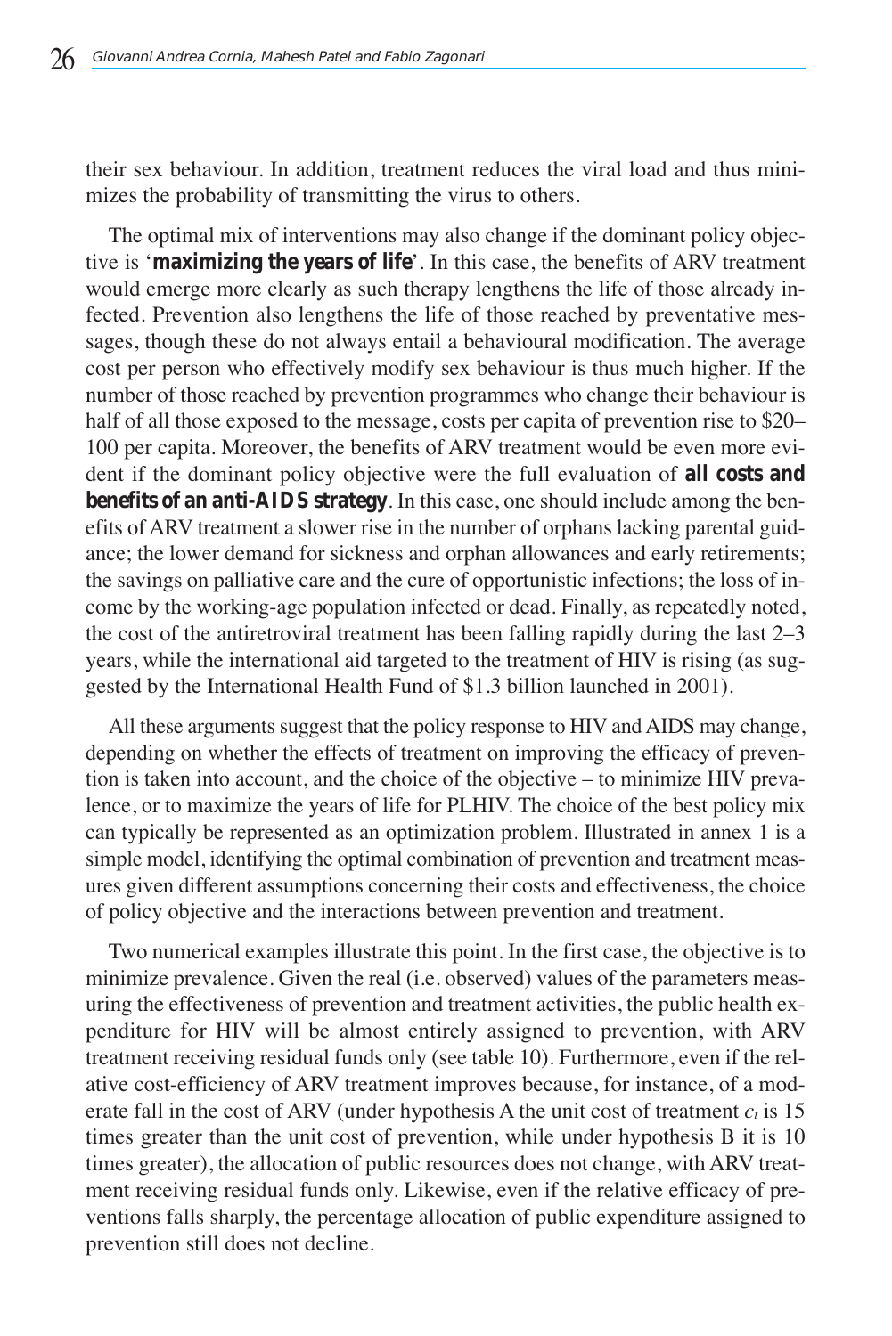their sex behaviour. In addition, treatment reduces the viral load and thus minimizes the probability of transmitting the virus to others.

The optimal mix of interventions may also change if the dominant policy objective is '**maximizing the years of life**'. In this case, the benefits of ARV treatment would emerge more clearly as such therapy lengthens the life of those already infected. Prevention also lengthens the life of those reached by preventative messages, though these do not always entail a behavioural modification. The average cost per person who effectively modify sex behaviour is thus much higher. If the number of those reached by prevention programmes who change their behaviour is half of all those exposed to the message, costs per capita of prevention rise to $20–100 per capita. Moreover, the benefits of ARV treatment would be even more evident if the dominant policy objective were the full evaluation of **all costs and benefits of an anti-AIDS strategy**. In this case, one should include among the benefits of ARV treatment a slower rise in the number of orphans lacking parental guidance; the lower demand for sickness and orphan allowances and early retirements; the savings on palliative care and the cure of opportunistic infections; the loss of income by the working-age population infected or dead. Finally, as repeatedly noted, the cost of the antiretroviral treatment has been falling rapidly during the last 2–3 years, while the international aid targeted to the treatment of HIV is rising (as suggested by the International Health Fund of $1.3 billion launched in 2001).

All these arguments suggest that the policy response to HIV and AIDS may change, depending on whether the effects of treatment on improving the efficacy of prevention is taken into account, and the choice of the objective – to minimize HIV prevalence, or to maximize the years of life for PLHIV. The choice of the best policy mix can typically be represented as an optimization problem. Illustrated in annex 1 is a simple model, identifying the optimal combination of prevention and treatment measures given different assumptions concerning their costs and effectiveness, the choice of policy objective and the interactions between prevention and treatment.

Two numerical examples illustrate this point. In the first case, the objective is to minimize prevalence. Given the real (i.e. observed) values of the parameters measuring the effectiveness of prevention and treatment activities, the public health expenditure for HIV will be almost entirely assigned to prevention, with ARV treatment receiving residual funds only (see table 10). Furthermore, even if the relative cost-efficiency of ARV treatment improves because, for instance, of a moderate fall in the cost of ARV (under hypothesis A the unit cost of treatment $c_t$ is 15 times greater than the unit cost of prevention, while under hypothesis B it is 10 times greater), the allocation of public resources does not change, with ARV treatment receiving residual funds only. Likewise, even if the relative efficacy of preventions falls sharply, the percentage allocation of public expenditure assigned to prevention still does not decline.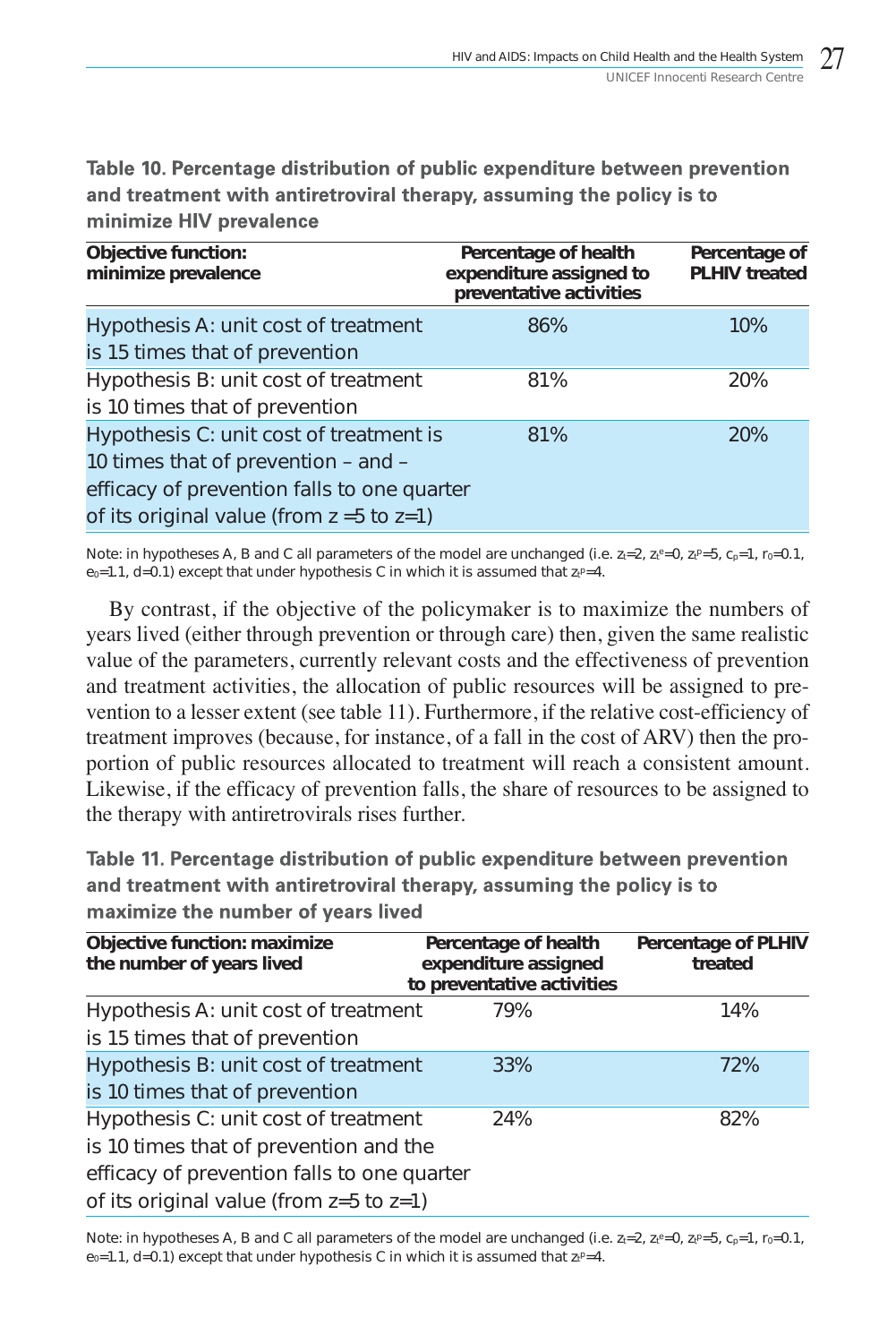**Table 10. Percentage distribution of public expenditure between prevention and treatment with antiretroviral therapy, assuming the policy is to minimize HIV prevalence**

| Objective function: minimize prevalence | Percentage of health expenditure assigned to preventative activities | Percentage of PLHIV treated |
|---|---|---|
| Hypothesis A: unit cost of treatment is 15 times that of prevention | 86% | 10% |
| Hypothesis B: unit cost of treatment is 10 times that of prevention | 81% | 20% |
| Hypothesis C: unit cost of treatment is 10 times that of prevention – and – efficacy of prevention falls to one quarter of its original value (from z =5 to z=1) | 81% | 20% |

Note: in hypotheses A, B and C all parameters of the model are unchanged (i.e. $z_t$=2, $z_t^e$=0, $z_t^p$=5, $c_p$=1, $r_0$=0.1, $e_0$=1.1, d=0.1) except that under hypothesis C in which it is assumed that $z_t^p$=4.

By contrast, if the objective of the policymaker is to maximize the numbers of years lived (either through prevention or through care) then, given the same realistic value of the parameters, currently relevant costs and the effectiveness of prevention and treatment activities, the allocation of public resources will be assigned to prevention to a lesser extent (see table 11). Furthermore, if the relative cost-efficiency of treatment improves (because, for instance, of a fall in the cost of ARV) then the proportion of public resources allocated to treatment will reach a consistent amount. Likewise, if the efficacy of prevention falls, the share of resources to be assigned to the therapy with antiretrovirals rises further.

**Table 11. Percentage distribution of public expenditure between prevention and treatment with antiretroviral therapy, assuming the policy is to maximize the number of years lived**

| Objective function: maximize the number of years lived | Percentage of health expenditure assigned to preventative activities | Percentage of PLHIV treated |
|---|---|---|
| Hypothesis A: unit cost of treatment is 15 times that of prevention | 79% | 14% |
| Hypothesis B: unit cost of treatment is 10 times that of prevention | 33% | 72% |
| Hypothesis C: unit cost of treatment is 10 times that of prevention and the efficacy of prevention falls to one quarter of its original value (from z=5 to z=1) | 24% | 82% |

Note: in hypotheses A, B and C all parameters of the model are unchanged (i.e. $z_t$=2, $z_t^e$=0, $z_t^p$=5, $c_p$=1, $r_0$=0.1, $e_0$=1.1, d=0.1) except that under hypothesis C in which it is assumed that $z_t^p$=4.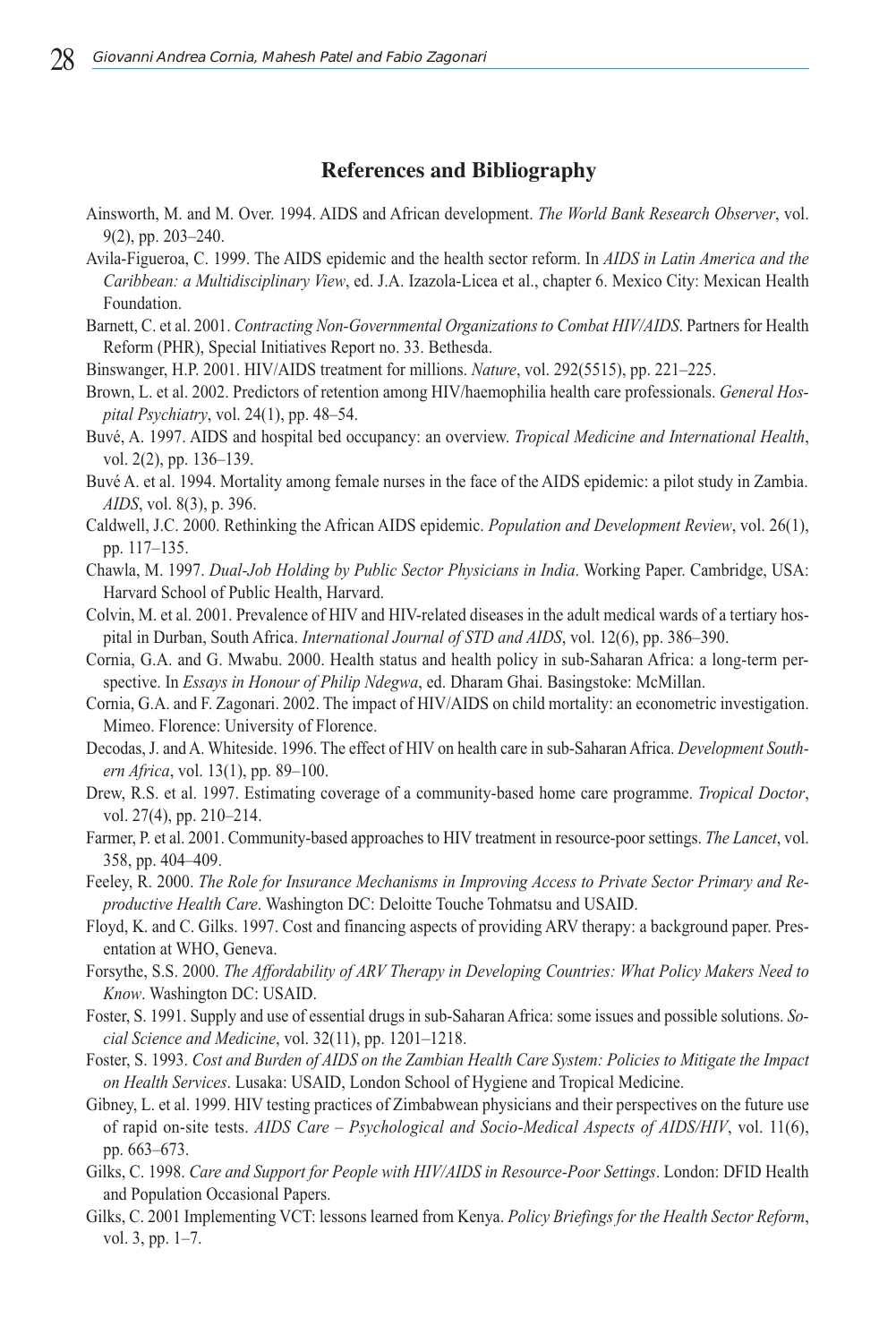## References and Bibliography

Ainsworth, M. and M. Over. 1994. AIDS and African development. *The World Bank Research Observer*, vol. 9(2), pp. 203–240.

Avila-Figueroa, C. 1999. The AIDS epidemic and the health sector reform. In *AIDS in Latin America and the Caribbean: a Multidisciplinary View*, ed. J.A. Izazola-Licea et al., chapter 6. Mexico City: Mexican Health Foundation.

Barnett, C. et al. 2001. *Contracting Non-Governmental Organizations to Combat HIV/AIDS*. Partners for Health Reform (PHR), Special Initiatives Report no. 33. Bethesda.

Binswanger, H.P. 2001. HIV/AIDS treatment for millions. *Nature*, vol. 292(5515), pp. 221–225.

Brown, L. et al. 2002. Predictors of retention among HIV/haemophilia health care professionals. *General Hospital Psychiatry*, vol. 24(1), pp. 48–54.

Buvé, A. 1997. AIDS and hospital bed occupancy: an overview. *Tropical Medicine and International Health*, vol. 2(2), pp. 136–139.

Buvé A. et al. 1994. Mortality among female nurses in the face of the AIDS epidemic: a pilot study in Zambia. *AIDS*, vol. 8(3), p. 396.

Caldwell, J.C. 2000. Rethinking the African AIDS epidemic. *Population and Development Review*, vol. 26(1), pp. 117–135.

Chawla, M. 1997. *Dual-Job Holding by Public Sector Physicians in India*. Working Paper. Cambridge, USA: Harvard School of Public Health, Harvard.

Colvin, M. et al. 2001. Prevalence of HIV and HIV-related diseases in the adult medical wards of a tertiary hospital in Durban, South Africa. *International Journal of STD and AIDS*, vol. 12(6), pp. 386–390.

Cornia, G.A. and G. Mwabu. 2000. Health status and health policy in sub-Saharan Africa: a long-term perspective. In *Essays in Honour of Philip Ndegwa*, ed. Dharam Ghai. Basingstoke: McMillan.

Cornia, G.A. and F. Zagonari. 2002. The impact of HIV/AIDS on child mortality: an econometric investigation. Mimeo. Florence: University of Florence.

Decodas, J. and A. Whiteside. 1996. The effect of HIV on health care in sub-Saharan Africa. *Development Southern Africa*, vol. 13(1), pp. 89–100.

Drew, R.S. et al. 1997. Estimating coverage of a community-based home care programme. *Tropical Doctor*, vol. 27(4), pp. 210–214.

Farmer, P. et al. 2001. Community-based approaches to HIV treatment in resource-poor settings. *The Lancet*, vol. 358, pp. 404–409.

Feeley, R. 2000. *The Role for Insurance Mechanisms in Improving Access to Private Sector Primary and Reproductive Health Care*. Washington DC: Deloitte Touche Tohmatsu and USAID.

Floyd, K. and C. Gilks. 1997. Cost and financing aspects of providing ARV therapy: a background paper. Presentation at WHO, Geneva.

Forsythe, S.S. 2000. *The Affordability of ARV Therapy in Developing Countries: What Policy Makers Need to Know*. Washington DC: USAID.

Foster, S. 1991. Supply and use of essential drugs in sub-Saharan Africa: some issues and possible solutions. *Social Science and Medicine*, vol. 32(11), pp. 1201–1218.

Foster, S. 1993. *Cost and Burden of AIDS on the Zambian Health Care System: Policies to Mitigate the Impact on Health Services*. Lusaka: USAID, London School of Hygiene and Tropical Medicine.

Gibney, L. et al. 1999. HIV testing practices of Zimbabwean physicians and their perspectives on the future use of rapid on-site tests. *AIDS Care – Psychological and Socio-Medical Aspects of AIDS/HIV*, vol. 11(6), pp. 663–673.

Gilks, C. 1998. *Care and Support for People with HIV/AIDS in Resource-Poor Settings*. London: DFID Health and Population Occasional Papers.

Gilks, C. 2001 Implementing VCT: lessons learned from Kenya. *Policy Briefings for the Health Sector Reform*, vol. 3, pp. 1–7.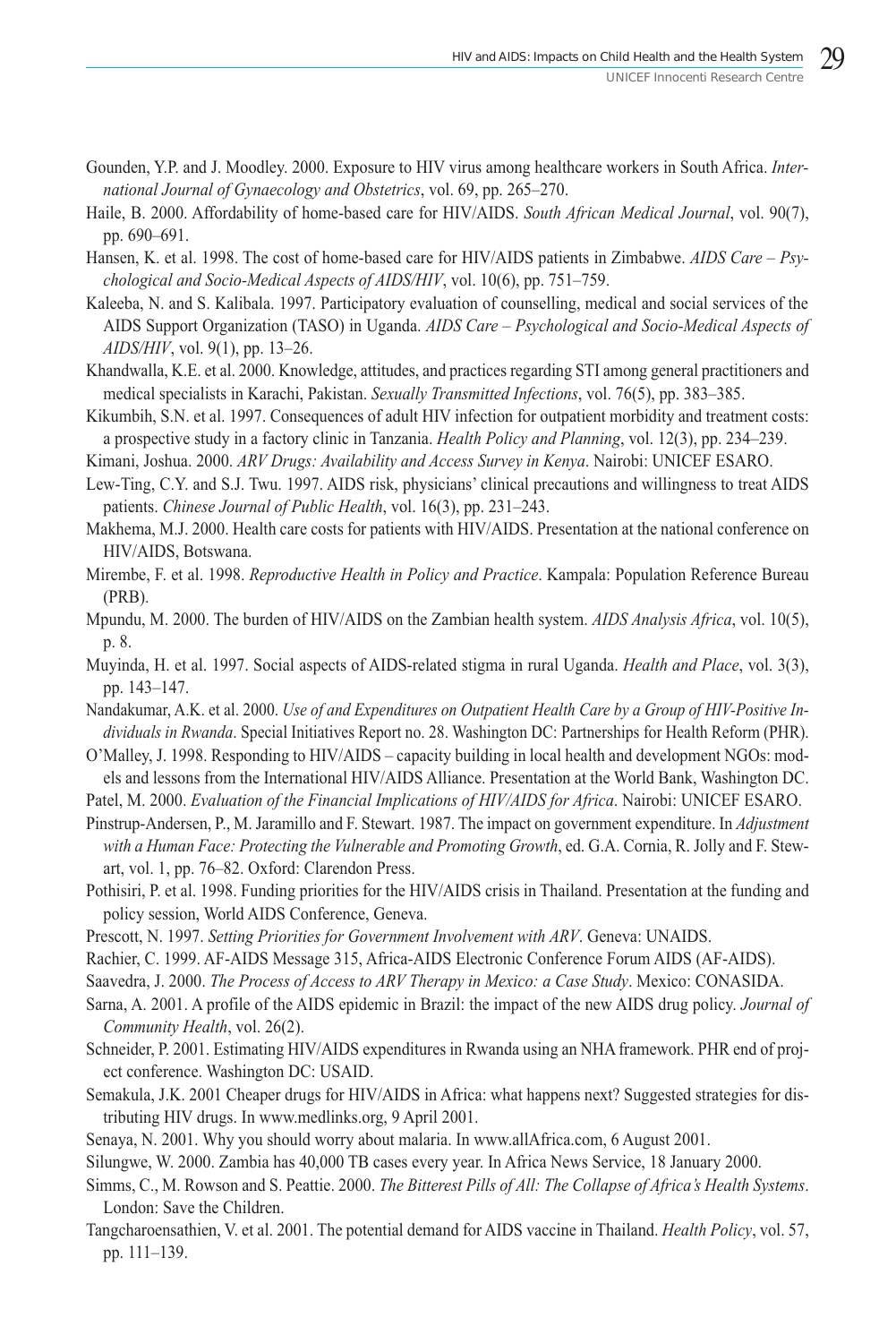Gounden, Y.P. and J. Moodley. 2000. Exposure to HIV virus among healthcare workers in South Africa. *International Journal of Gynaecology and Obstetrics*, vol. 69, pp. 265–270.

Haile, B. 2000. Affordability of home-based care for HIV/AIDS. *South African Medical Journal*, vol. 90(7), pp. 690–691.

Hansen, K. et al. 1998. The cost of home-based care for HIV/AIDS patients in Zimbabwe. *AIDS Care – Psychological and Socio-Medical Aspects of AIDS/HIV*, vol. 10(6), pp. 751–759.

Kaleeba, N. and S. Kalibala. 1997. Participatory evaluation of counselling, medical and social services of the AIDS Support Organization (TASO) in Uganda. *AIDS Care – Psychological and Socio-Medical Aspects of AIDS/HIV*, vol. 9(1), pp. 13–26.

Khandwalla, K.E. et al. 2000. Knowledge, attitudes, and practices regarding STI among general practitioners and medical specialists in Karachi, Pakistan. *Sexually Transmitted Infections*, vol. 76(5), pp. 383–385.

Kikumbih, S.N. et al. 1997. Consequences of adult HIV infection for outpatient morbidity and treatment costs: a prospective study in a factory clinic in Tanzania. *Health Policy and Planning*, vol. 12(3), pp. 234–239.

Kimani, Joshua. 2000. *ARV Drugs: Availability and Access Survey in Kenya*. Nairobi: UNICEF ESARO.

Lew-Ting, C.Y. and S.J. Twu. 1997. AIDS risk, physicians' clinical precautions and willingness to treat AIDS patients. *Chinese Journal of Public Health*, vol. 16(3), pp. 231–243.

Makhema, M.J. 2000. Health care costs for patients with HIV/AIDS. Presentation at the national conference on HIV/AIDS, Botswana.

Mirembe, F. et al. 1998. *Reproductive Health in Policy and Practice*. Kampala: Population Reference Bureau (PRB).

Mpundu, M. 2000. The burden of HIV/AIDS on the Zambian health system. *AIDS Analysis Africa*, vol. 10(5), p. 8.

Muyinda, H. et al. 1997. Social aspects of AIDS-related stigma in rural Uganda. *Health and Place*, vol. 3(3), pp. 143–147.

Nandakumar, A.K. et al. 2000. *Use of and Expenditures on Outpatient Health Care by a Group of HIV-Positive Individuals in Rwanda*. Special Initiatives Report no. 28. Washington DC: Partnerships for Health Reform (PHR).

O'Malley, J. 1998. Responding to HIV/AIDS – capacity building in local health and development NGOs: models and lessons from the International HIV/AIDS Alliance. Presentation at the World Bank, Washington DC.

Patel, M. 2000. *Evaluation of the Financial Implications of HIV/AIDS for Africa*. Nairobi: UNICEF ESARO.

Pinstrup-Andersen, P., M. Jaramillo and F. Stewart. 1987. The impact on government expenditure. In *Adjustment with a Human Face: Protecting the Vulnerable and Promoting Growth*, ed. G.A. Cornia, R. Jolly and F. Stewart, vol. 1, pp. 76–82. Oxford: Clarendon Press.

Pothisiri, P. et al. 1998. Funding priorities for the HIV/AIDS crisis in Thailand. Presentation at the funding and policy session, World AIDS Conference, Geneva.

Prescott, N. 1997. *Setting Priorities for Government Involvement with ARV*. Geneva: UNAIDS.

Rachier, C. 1999. AF-AIDS Message 315, Africa-AIDS Electronic Conference Forum AIDS (AF-AIDS).

Saavedra, J. 2000. *The Process of Access to ARV Therapy in Mexico: a Case Study*. Mexico: CONASIDA.

Sarna, A. 2001. A profile of the AIDS epidemic in Brazil: the impact of the new AIDS drug policy. *Journal of Community Health*, vol. 26(2).

Schneider, P. 2001. Estimating HIV/AIDS expenditures in Rwanda using an NHA framework. PHR end of project conference. Washington DC: USAID.

Semakula, J.K. 2001 Cheaper drugs for HIV/AIDS in Africa: what happens next? Suggested strategies for distributing HIV drugs. In www.medlinks.org, 9 April 2001.

Senaya, N. 2001. Why you should worry about malaria. In www.allAfrica.com, 6 August 2001.

Silungwe, W. 2000. Zambia has 40,000 TB cases every year. In Africa News Service, 18 January 2000.

Simms, C., M. Rowson and S. Peattie. 2000. *The Bitterest Pills of All: The Collapse of Africa's Health Systems*. London: Save the Children.

Tangcharoensathien, V. et al. 2001. The potential demand for AIDS vaccine in Thailand. *Health Policy*, vol. 57, pp. 111–139.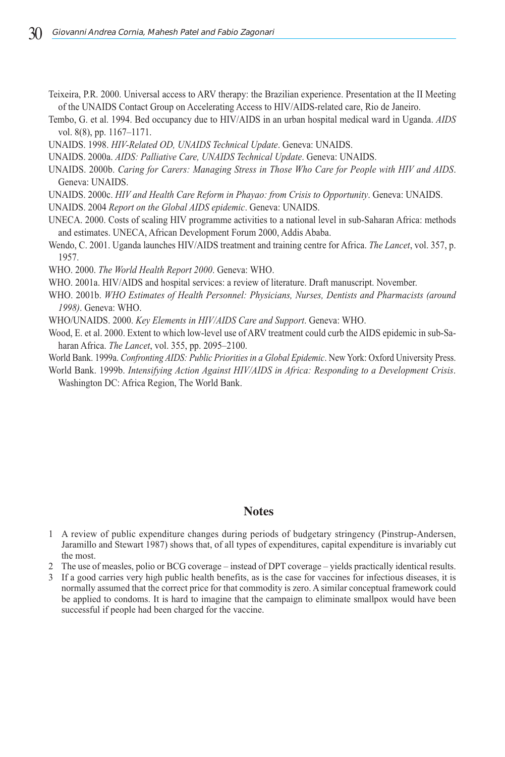Teixeira, P.R. 2000. Universal access to ARV therapy: the Brazilian experience. Presentation at the II Meeting of the UNAIDS Contact Group on Accelerating Access to HIV/AIDS-related care, Rio de Janeiro.

Tembo, G. et al. 1994. Bed occupancy due to HIV/AIDS in an urban hospital medical ward in Uganda. *AIDS* vol. 8(8), pp. 1167–1171.

UNAIDS. 1998. *HIV-Related OD, UNAIDS Technical Update*. Geneva: UNAIDS.

UNAIDS. 2000a. *AIDS: Palliative Care, UNAIDS Technical Update*. Geneva: UNAIDS.

UNAIDS. 2000b. *Caring for Carers: Managing Stress in Those Who Care for People with HIV and AIDS*. Geneva: UNAIDS.

UNAIDS. 2000c. *HIV and Health Care Reform in Phayao: from Crisis to Opportunity*. Geneva: UNAIDS.

UNAIDS. 2004 *Report on the Global AIDS epidemic*. Geneva: UNAIDS.

UNECA. 2000. Costs of scaling HIV programme activities to a national level in sub-Saharan Africa: methods and estimates. UNECA, African Development Forum 2000, Addis Ababa.

Wendo, C. 2001. Uganda launches HIV/AIDS treatment and training centre for Africa. *The Lancet*, vol. 357, p. 1957.

WHO. 2000. *The World Health Report 2000*. Geneva: WHO.

WHO. 2001a. HIV/AIDS and hospital services: a review of literature. Draft manuscript. November.

WHO. 2001b. *WHO Estimates of Health Personnel: Physicians, Nurses, Dentists and Pharmacists (around 1998)*. Geneva: WHO.

WHO/UNAIDS. 2000. *Key Elements in HIV/AIDS Care and Support*. Geneva: WHO.

Wood, E. et al. 2000. Extent to which low-level use of ARV treatment could curb the AIDS epidemic in sub-Saharan Africa. *The Lancet*, vol. 355, pp. 2095–2100.

World Bank. 1999a. *Confronting AIDS: Public Priorities in a Global Epidemic*. New York: Oxford University Press.

World Bank. 1999b. *Intensifying Action Against HIV/AIDS in Africa: Responding to a Development Crisis*. Washington DC: Africa Region, The World Bank.

## Notes

1 A review of public expenditure changes during periods of budgetary stringency (Pinstrup-Andersen, Jaramillo and Stewart 1987) shows that, of all types of expenditures, capital expenditure is invariably cut the most.

2 The use of measles, polio or BCG coverage – instead of DPT coverage – yields practically identical results.

3 If a good carries very high public health benefits, as is the case for vaccines for infectious diseases, it is normally assumed that the correct price for that commodity is zero. A similar conceptual framework could be applied to condoms. It is hard to imagine that the campaign to eliminate smallpox would have been successful if people had been charged for the vaccine.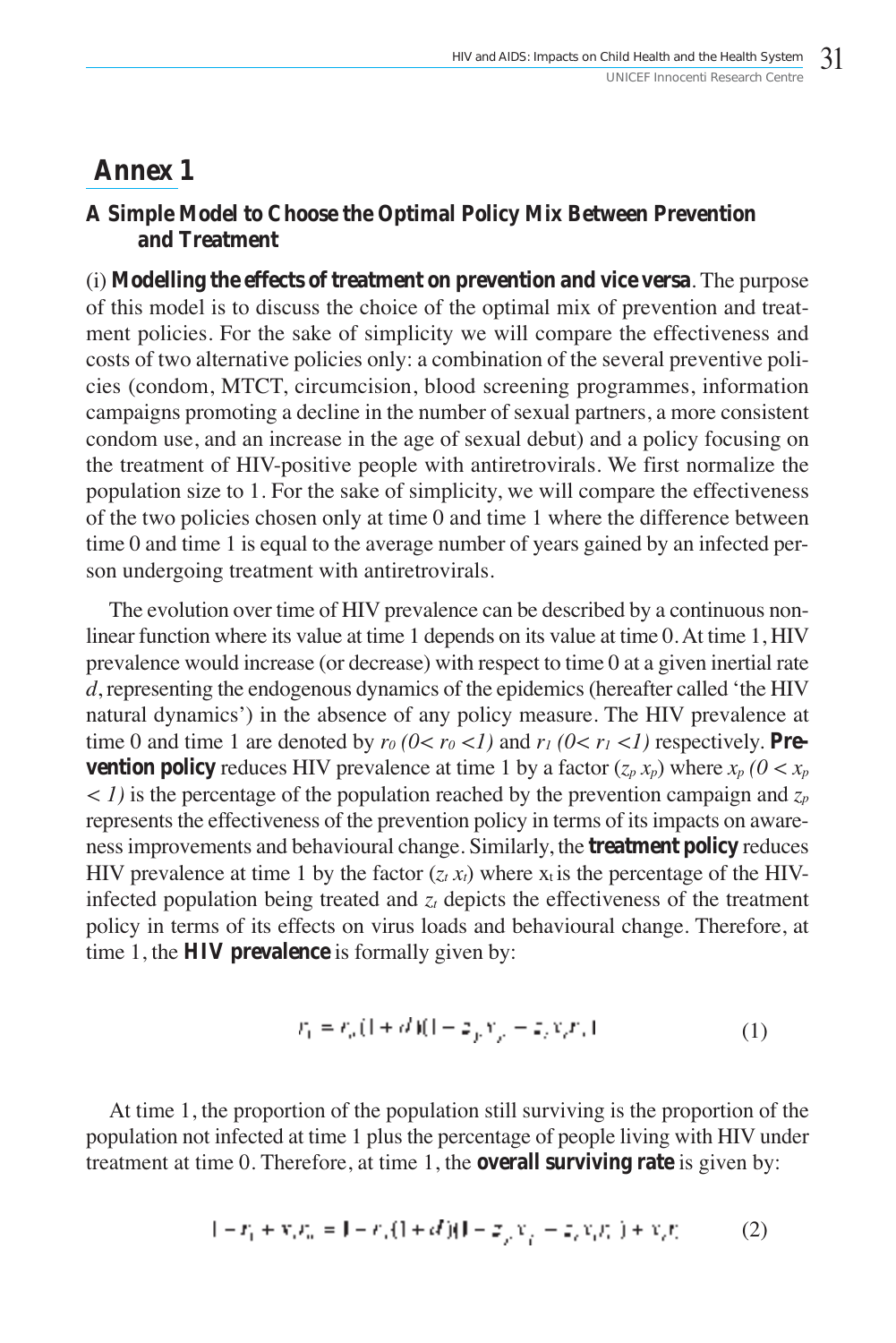## Annex 1

### A Simple Model to Choose the Optimal Policy Mix Between Prevention and Treatment

(i) **Modelling the effects of treatment on prevention and vice versa**. The purpose of this model is to discuss the choice of the optimal mix of prevention and treatment policies. For the sake of simplicity we will compare the effectiveness and costs of two alternative policies only: a combination of the several preventive policies (condom, MTCT, circumcision, blood screening programmes, information campaigns promoting a decline in the number of sexual partners, a more consistent condom use, and an increase in the age of sexual debut) and a policy focusing on the treatment of HIV-positive people with antiretrovirals. We first normalize the population size to 1. For the sake of simplicity, we will compare the effectiveness of the two policies chosen only at time 0 and time 1 where the difference between time 0 and time 1 is equal to the average number of years gained by an infected person undergoing treatment with antiretrovirals.

The evolution over time of HIV prevalence can be described by a continuous nonlinear function where its value at time 1 depends on its value at time 0. At time 1, HIV prevalence would increase (or decrease) with respect to time 0 at a given inertial rate $d$, representing the endogenous dynamics of the epidemics (hereafter called 'the HIV natural dynamics') in the absence of any policy measure. The HIV prevalence at time 0 and time 1 are denoted by $r_0$ $(0< r_0 <1)$ and $r_1$ $(0< r_1 <1)$ respectively. **Prevention policy** reduces HIV prevalence at time 1 by a factor $(z_p\, x_p)$ where $x_p$ $(0 < x_p < 1)$ is the percentage of the population reached by the prevention campaign and $z_p$ represents the effectiveness of the prevention policy in terms of its impacts on awareness improvements and behavioural change. Similarly, the **treatment policy** reduces HIV prevalence at time 1 by the factor $(z_t\, x_t)$ where $x_t$ is the percentage of the HIV-infected population being treated and $z_t$ depicts the effectiveness of the treatment policy in terms of its effects on virus loads and behavioural change. Therefore, at time 1, the **HIV prevalence** is formally given by:

$$r_1 = r_0(1+d)(1 - z_p x_p - z_t x_t r_0) \tag{1}$$

At time 1, the proportion of the population still surviving is the proportion of the population not infected at time 1 plus the percentage of people living with HIV under treatment at time 0. Therefore, at time 1, the **overall surviving rate** is given by:

$$1 - r_1 + x_t r_0 = 1 - r_0(1+d)(1 - z_p x_p - z_t x_t r_0) + x_t r_0 \tag{2}$$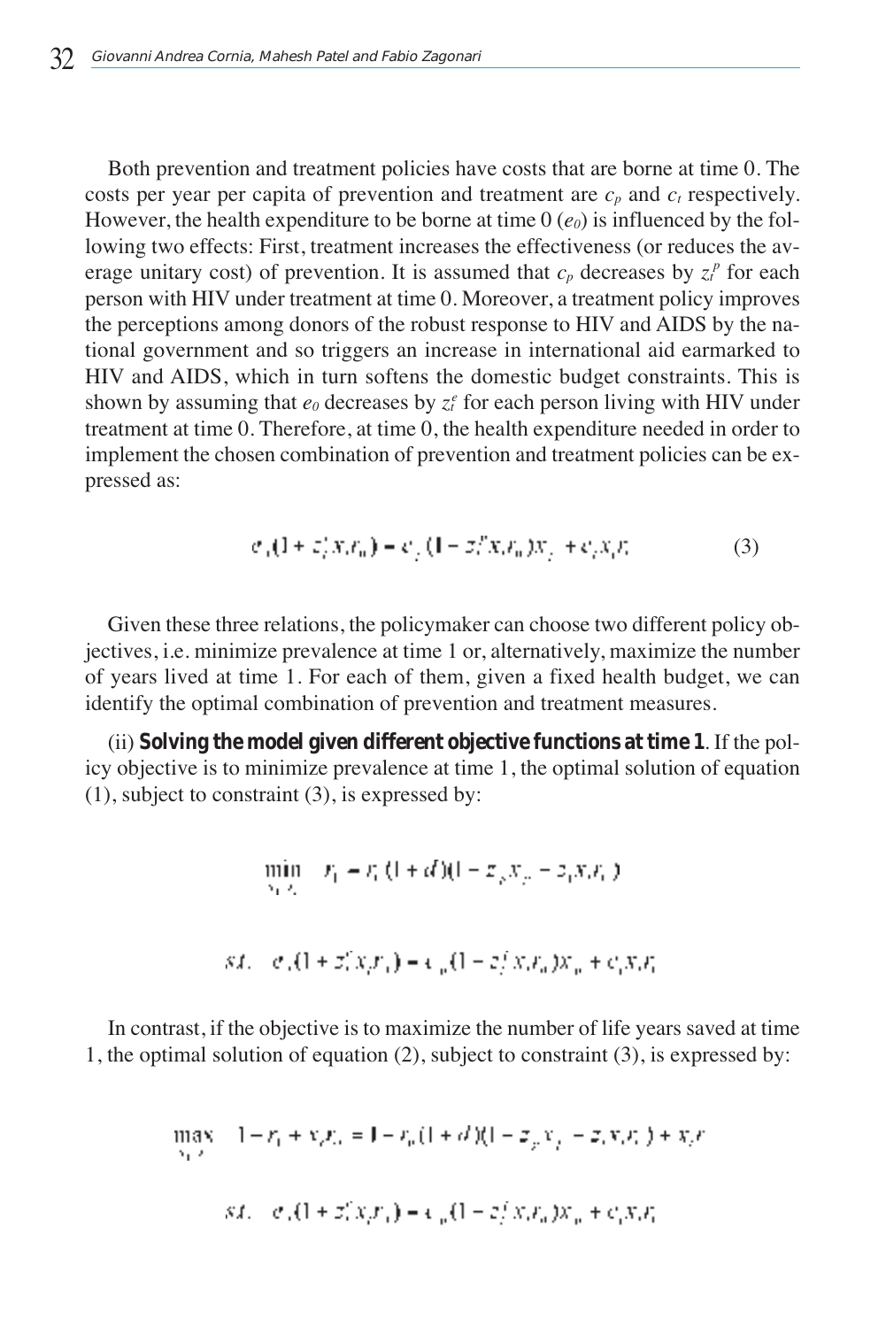Both prevention and treatment policies have costs that are borne at time 0. The costs per year per capita of prevention and treatment are $c_p$ and $c_t$ respectively. However, the health expenditure to be borne at time 0 ($e_0$) is influenced by the following two effects: First, treatment increases the effectiveness (or reduces the average unitary cost) of prevention. It is assumed that $c_p$ decreases by $z_t^p$ for each person with HIV under treatment at time 0. Moreover, a treatment policy improves the perceptions among donors of the robust response to HIV and AIDS by the national government and so triggers an increase in international aid earmarked to HIV and AIDS, which in turn softens the domestic budget constraints. This is shown by assuming that $e_0$ decreases by $z_t^e$ for each person living with HIV under treatment at time 0. Therefore, at time 0, the health expenditure needed in order to implement the chosen combination of prevention and treatment policies can be expressed as:

$$e_0(1 + z_t^e x_t r_0) = c_p(1 - z_t^p x_t r_0)x_p + c_t x_t r_0 \qquad (3)$$

Given these three relations, the policymaker can choose two different policy objectives, i.e. minimize prevalence at time 1 or, alternatively, maximize the number of years lived at time 1. For each of them, given a fixed health budget, we can identify the optimal combination of prevention and treatment measures.

(ii) **Solving the model given different objective functions at time 1**. If the policy objective is to minimize prevalence at time 1, the optimal solution of equation (1), subject to constraint (3), is expressed by:

$$\min_{x_p, x_t} \quad r_1 = r_0(1 + d)(1 - z_p x_p - z_t x_t r_0)$$

$$s.t. \quad e_0(1 + z_t^e x_t r_0) = c_p(1 - z_t^p x_t r_0)x_p + c_t x_t r_0$$

In contrast, if the objective is to maximize the number of life years saved at time 1, the optimal solution of equation (2), subject to constraint (3), is expressed by:

$$\max_{x_p, x_t} \quad 1 - r_1 + x_t r_0 = 1 - r_0(1 + d)(1 - z_p x_p - z_t x_t r_0) + x_t r_0$$

$$s.t. \quad e_0(1 + z_t^e x_t r_0) = c_p(1 - z_t^p x_t r_0)x_p + c_t x_t r_0$$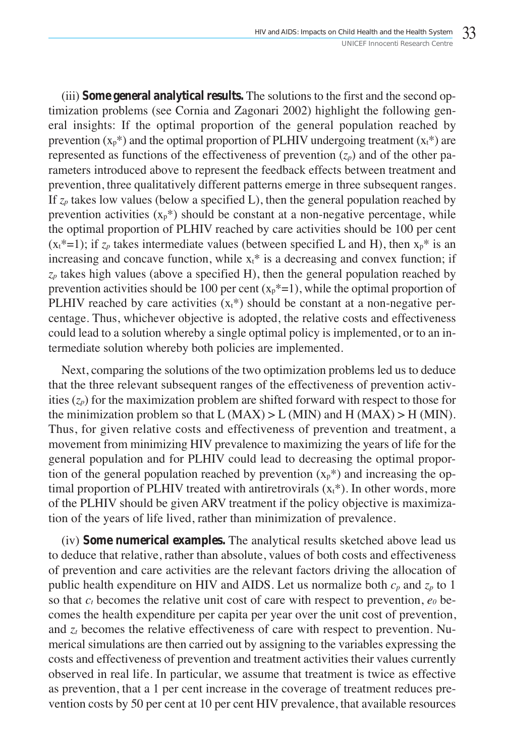(iii) **Some general analytical results.** The solutions to the first and the second optimization problems (see Cornia and Zagonari 2002) highlight the following general insights: If the optimal proportion of the general population reached by prevention ($x_p$*) and the optimal proportion of PLHIV undergoing treatment ($x_t$*) are represented as functions of the effectiveness of prevention ($z_p$) and of the other parameters introduced above to represent the feedback effects between treatment and prevention, three qualitatively different patterns emerge in three subsequent ranges. If $z_p$ takes low values (below a specified L), then the general population reached by prevention activities ($x_p$*) should be constant at a non-negative percentage, while the optimal proportion of PLHIV reached by care activities should be 100 per cent ($x_t$*=1); if $z_p$ takes intermediate values (between specified L and H), then $x_p$* is an increasing and concave function, while $x_t$* is a decreasing and convex function; if $z_p$ takes high values (above a specified H), then the general population reached by prevention activities should be 100 per cent ($x_p$*=1), while the optimal proportion of PLHIV reached by care activities ($x_t$*) should be constant at a non-negative percentage. Thus, whichever objective is adopted, the relative costs and effectiveness could lead to a solution whereby a single optimal policy is implemented, or to an intermediate solution whereby both policies are implemented.

Next, comparing the solutions of the two optimization problems led us to deduce that the three relevant subsequent ranges of the effectiveness of prevention activities ($z_p$) for the maximization problem are shifted forward with respect to those for the minimization problem so that L (MAX) > L (MIN) and H (MAX) > H (MIN). Thus, for given relative costs and effectiveness of prevention and treatment, a movement from minimizing HIV prevalence to maximizing the years of life for the general population and for PLHIV could lead to decreasing the optimal proportion of the general population reached by prevention ($x_p$*) and increasing the optimal proportion of PLHIV treated with antiretrovirals ($x_t$*). In other words, more of the PLHIV should be given ARV treatment if the policy objective is maximization of the years of life lived, rather than minimization of prevalence.

(iv) **Some numerical examples.** The analytical results sketched above lead us to deduce that relative, rather than absolute, values of both costs and effectiveness of prevention and care activities are the relevant factors driving the allocation of public health expenditure on HIV and AIDS. Let us normalize both $c_p$ and $z_p$ to 1 so that $c_t$ becomes the relative unit cost of care with respect to prevention, $e_0$ becomes the health expenditure per capita per year over the unit cost of prevention, and $z_t$ becomes the relative effectiveness of care with respect to prevention. Numerical simulations are then carried out by assigning to the variables expressing the costs and effectiveness of prevention and treatment activities their values currently observed in real life. In particular, we assume that treatment is twice as effective as prevention, that a 1 per cent increase in the coverage of treatment reduces prevention costs by 50 per cent at 10 per cent HIV prevalence, that available resources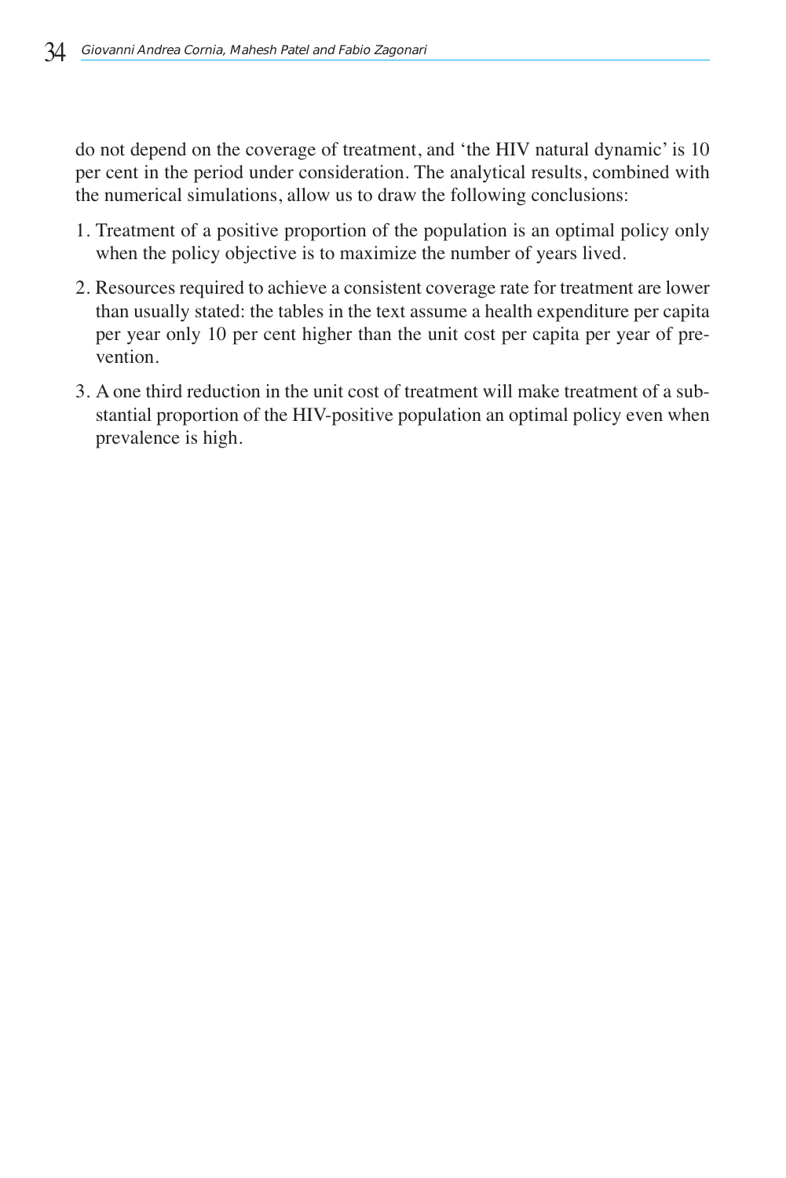do not depend on the coverage of treatment, and 'the HIV natural dynamic' is 10 per cent in the period under consideration. The analytical results, combined with the numerical simulations, allow us to draw the following conclusions:

1. Treatment of a positive proportion of the population is an optimal policy only when the policy objective is to maximize the number of years lived.
2. Resources required to achieve a consistent coverage rate for treatment are lower than usually stated: the tables in the text assume a health expenditure per capita per year only 10 per cent higher than the unit cost per capita per year of prevention.
3. A one third reduction in the unit cost of treatment will make treatment of a substantial proportion of the HIV-positive population an optimal policy even when prevalence is high.